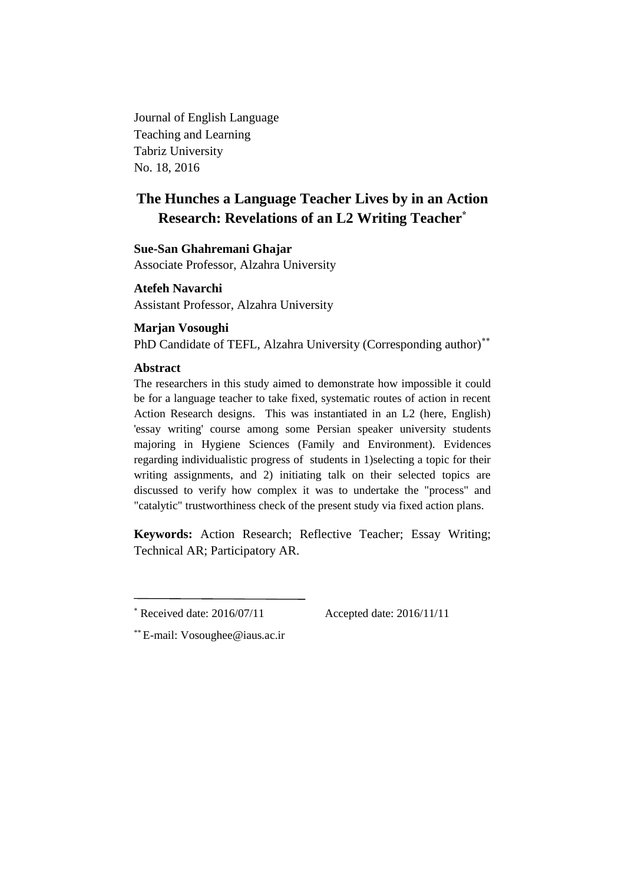Journal of English Language
Teaching and Learning
Tabriz University
No. 18, 2016

# The Hunches a Language Teacher Lives by in an Action Research: Revelations of an L2 Writing Teacher*

**Sue-San Ghahremani Ghajar**
Associate Professor, Alzahra University

**Atefeh Navarchi**
Assistant Professor, Alzahra University

**Marjan Vosoughi**
PhD Candidate of TEFL, Alzahra University (Corresponding author)**

**Abstract**

The researchers in this study aimed to demonstrate how impossible it could be for a language teacher to take fixed, systematic routes of action in recent Action Research designs. This was instantiated in an L2 (here, English) 'essay writing' course among some Persian speaker university students majoring in Hygiene Sciences (Family and Environment). Evidences regarding individualistic progress of students in 1)selecting a topic for their writing assignments, and 2) initiating talk on their selected topics are discussed to verify how complex it was to undertake the "process" and "catalytic" trustworthiness check of the present study via fixed action plans.

**Keywords:** Action Research; Reflective Teacher; Essay Writing; Technical AR; Participatory AR.

---

* Received date: 2016/07/11 Accepted date: 2016/11/11

** E-mail: Vosoughee@iaus.ac.ir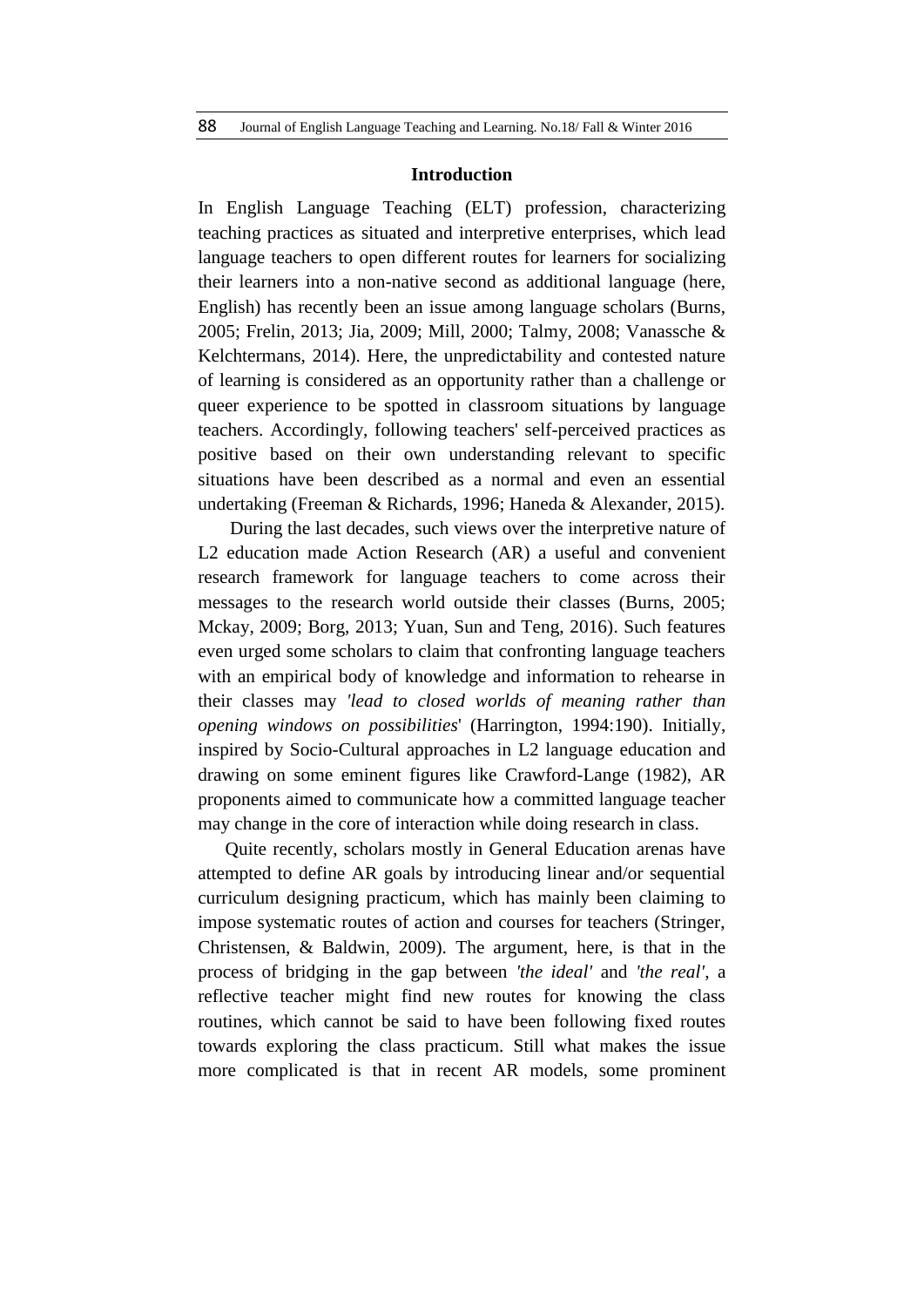## Introduction

In English Language Teaching (ELT) profession, characterizing teaching practices as situated and interpretive enterprises, which lead language teachers to open different routes for learners for socializing their learners into a non-native second as additional language (here, English) has recently been an issue among language scholars (Burns, 2005; Frelin, 2013; Jia, 2009; Mill, 2000; Talmy, 2008; Vanassche & Kelchtermans, 2014). Here, the unpredictability and contested nature of learning is considered as an opportunity rather than a challenge or queer experience to be spotted in classroom situations by language teachers. Accordingly, following teachers' self-perceived practices as positive based on their own understanding relevant to specific situations have been described as a normal and even an essential undertaking (Freeman & Richards, 1996; Haneda & Alexander, 2015).

During the last decades, such views over the interpretive nature of L2 education made Action Research (AR) a useful and convenient research framework for language teachers to come across their messages to the research world outside their classes (Burns, 2005; Mckay, 2009; Borg, 2013; Yuan, Sun and Teng, 2016). Such features even urged some scholars to claim that confronting language teachers with an empirical body of knowledge and information to rehearse in their classes may *'lead to closed worlds of meaning rather than opening windows on possibilities*' (Harrington, 1994:190). Initially, inspired by Socio-Cultural approaches in L2 language education and drawing on some eminent figures like Crawford-Lange (1982), AR proponents aimed to communicate how a committed language teacher may change in the core of interaction while doing research in class.

Quite recently, scholars mostly in General Education arenas have attempted to define AR goals by introducing linear and/or sequential curriculum designing practicum, which has mainly been claiming to impose systematic routes of action and courses for teachers (Stringer, Christensen, & Baldwin, 2009). The argument, here, is that in the process of bridging in the gap between *'the ideal'* and *'the real'*, a reflective teacher might find new routes for knowing the class routines, which cannot be said to have been following fixed routes towards exploring the class practicum. Still what makes the issue more complicated is that in recent AR models, some prominent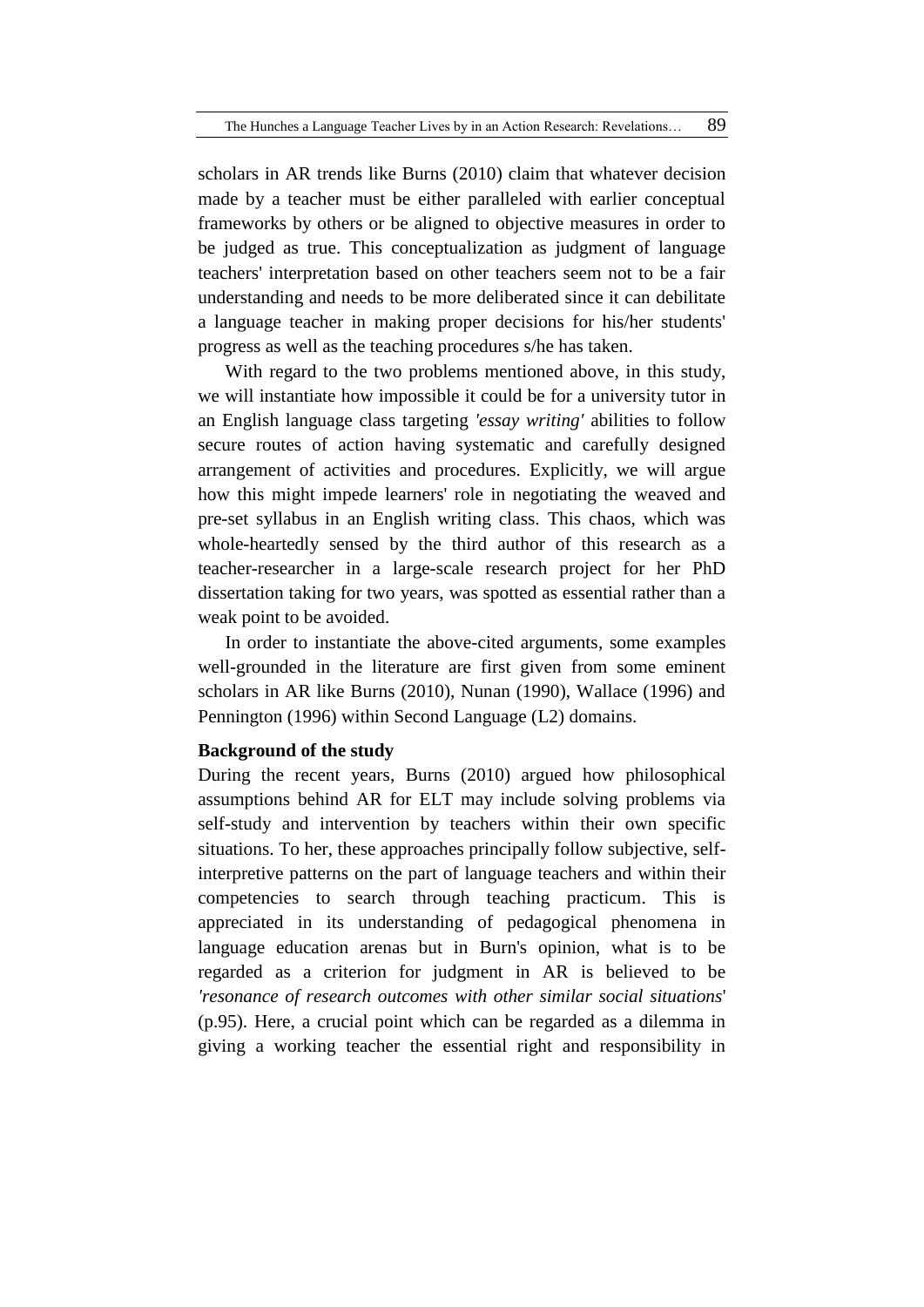scholars in AR trends like Burns (2010) claim that whatever decision made by a teacher must be either paralleled with earlier conceptual frameworks by others or be aligned to objective measures in order to be judged as true. This conceptualization as judgment of language teachers' interpretation based on other teachers seem not to be a fair understanding and needs to be more deliberated since it can debilitate a language teacher in making proper decisions for his/her students' progress as well as the teaching procedures s/he has taken.

With regard to the two problems mentioned above, in this study, we will instantiate how impossible it could be for a university tutor in an English language class targeting *'essay writing'* abilities to follow secure routes of action having systematic and carefully designed arrangement of activities and procedures. Explicitly, we will argue how this might impede learners' role in negotiating the weaved and pre-set syllabus in an English writing class. This chaos, which was whole-heartedly sensed by the third author of this research as a teacher-researcher in a large-scale research project for her PhD dissertation taking for two years, was spotted as essential rather than a weak point to be avoided.

In order to instantiate the above-cited arguments, some examples well-grounded in the literature are first given from some eminent scholars in AR like Burns (2010), Nunan (1990), Wallace (1996) and Pennington (1996) within Second Language (L2) domains.

**Background of the study**

During the recent years, Burns (2010) argued how philosophical assumptions behind AR for ELT may include solving problems via self-study and intervention by teachers within their own specific situations. To her, these approaches principally follow subjective, self-interpretive patterns on the part of language teachers and within their competencies to search through teaching practicum. This is appreciated in its understanding of pedagogical phenomena in language education arenas but in Burn's opinion, what is to be regarded as a criterion for judgment in AR is believed to be *'resonance of research outcomes with other similar social situations*' (p.95). Here, a crucial point which can be regarded as a dilemma in giving a working teacher the essential right and responsibility in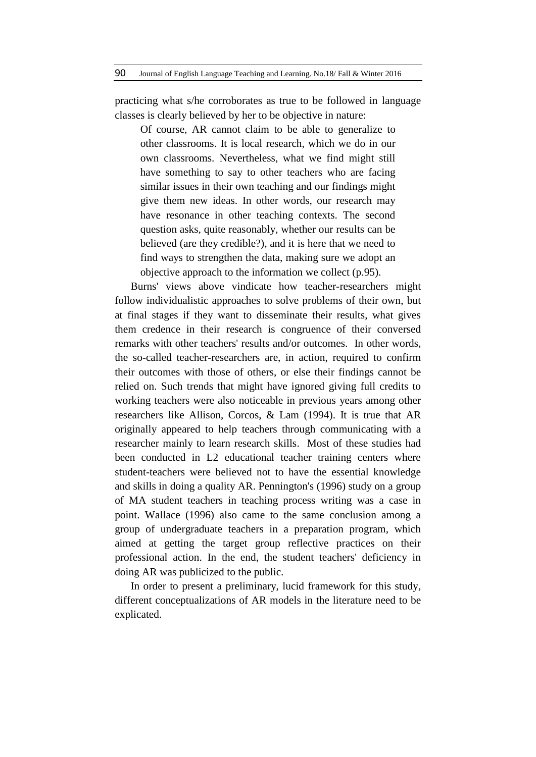practicing what s/he corroborates as true to be followed in language classes is clearly believed by her to be objective in nature:

> Of course, AR cannot claim to be able to generalize to other classrooms. It is local research, which we do in our own classrooms. Nevertheless, what we find might still have something to say to other teachers who are facing similar issues in their own teaching and our findings might give them new ideas. In other words, our research may have resonance in other teaching contexts. The second question asks, quite reasonably, whether our results can be believed (are they credible?), and it is here that we need to find ways to strengthen the data, making sure we adopt an objective approach to the information we collect (p.95).

Burns' views above vindicate how teacher-researchers might follow individualistic approaches to solve problems of their own, but at final stages if they want to disseminate their results, what gives them credence in their research is congruence of their conversed remarks with other teachers' results and/or outcomes. In other words, the so-called teacher-researchers are, in action, required to confirm their outcomes with those of others, or else their findings cannot be relied on. Such trends that might have ignored giving full credits to working teachers were also noticeable in previous years among other researchers like Allison, Corcos, & Lam (1994). It is true that AR originally appeared to help teachers through communicating with a researcher mainly to learn research skills. Most of these studies had been conducted in L2 educational teacher training centers where student-teachers were believed not to have the essential knowledge and skills in doing a quality AR. Pennington's (1996) study on a group of MA student teachers in teaching process writing was a case in point. Wallace (1996) also came to the same conclusion among a group of undergraduate teachers in a preparation program, which aimed at getting the target group reflective practices on their professional action. In the end, the student teachers' deficiency in doing AR was publicized to the public.

In order to present a preliminary, lucid framework for this study, different conceptualizations of AR models in the literature need to be explicated.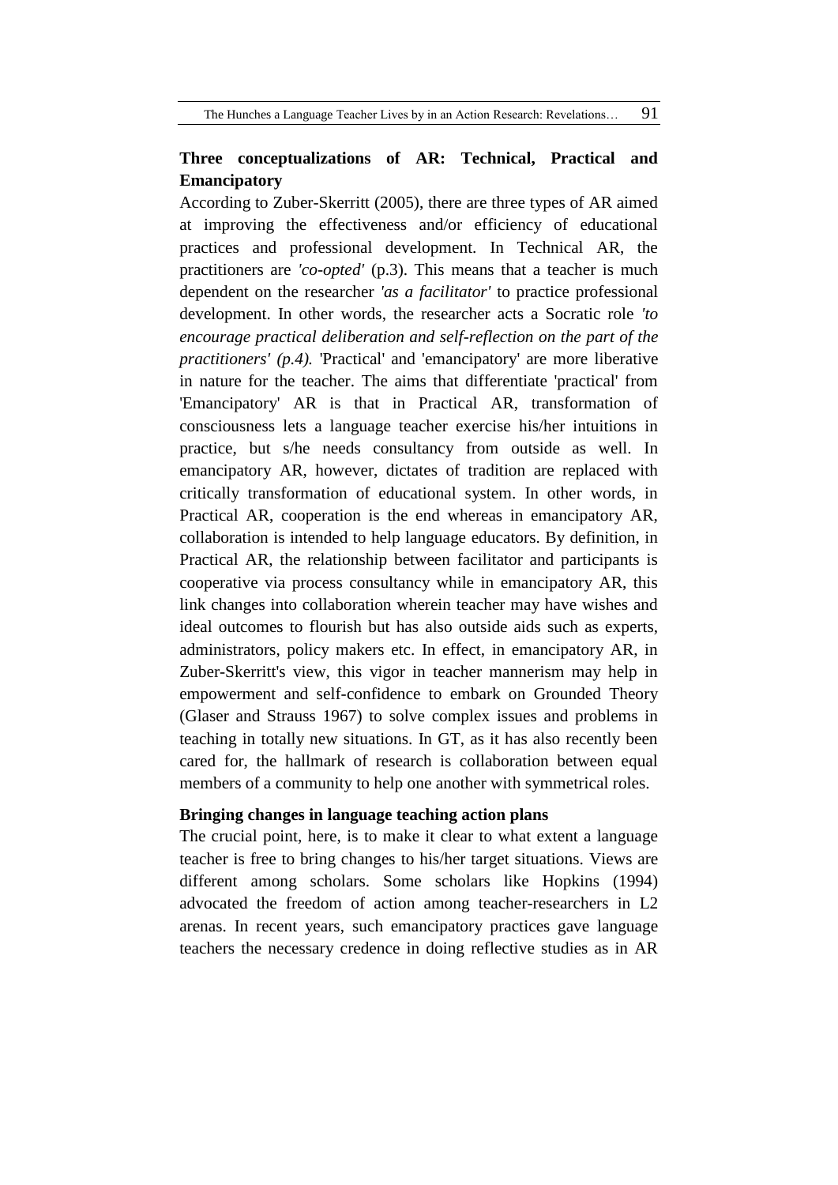### Three conceptualizations of AR: Technical, Practical and Emancipatory

According to Zuber-Skerritt (2005), there are three types of AR aimed at improving the effectiveness and/or efficiency of educational practices and professional development. In Technical AR, the practitioners are *'co-opted'* (p.3). This means that a teacher is much dependent on the researcher *'as a facilitator'* to practice professional development. In other words, the researcher acts a Socratic role *'to encourage practical deliberation and self-reflection on the part of the practitioners' (p.4).* 'Practical' and 'emancipatory' are more liberative in nature for the teacher. The aims that differentiate 'practical' from 'Emancipatory' AR is that in Practical AR, transformation of consciousness lets a language teacher exercise his/her intuitions in practice, but s/he needs consultancy from outside as well. In emancipatory AR, however, dictates of tradition are replaced with critically transformation of educational system. In other words, in Practical AR, cooperation is the end whereas in emancipatory AR, collaboration is intended to help language educators. By definition, in Practical AR, the relationship between facilitator and participants is cooperative via process consultancy while in emancipatory AR, this link changes into collaboration wherein teacher may have wishes and ideal outcomes to flourish but has also outside aids such as experts, administrators, policy makers etc. In effect, in emancipatory AR, in Zuber-Skerritt's view, this vigor in teacher mannerism may help in empowerment and self-confidence to embark on Grounded Theory (Glaser and Strauss 1967) to solve complex issues and problems in teaching in totally new situations. In GT, as it has also recently been cared for, the hallmark of research is collaboration between equal members of a community to help one another with symmetrical roles.

### Bringing changes in language teaching action plans

The crucial point, here, is to make it clear to what extent a language teacher is free to bring changes to his/her target situations. Views are different among scholars. Some scholars like Hopkins (1994) advocated the freedom of action among teacher-researchers in L2 arenas. In recent years, such emancipatory practices gave language teachers the necessary credence in doing reflective studies as in AR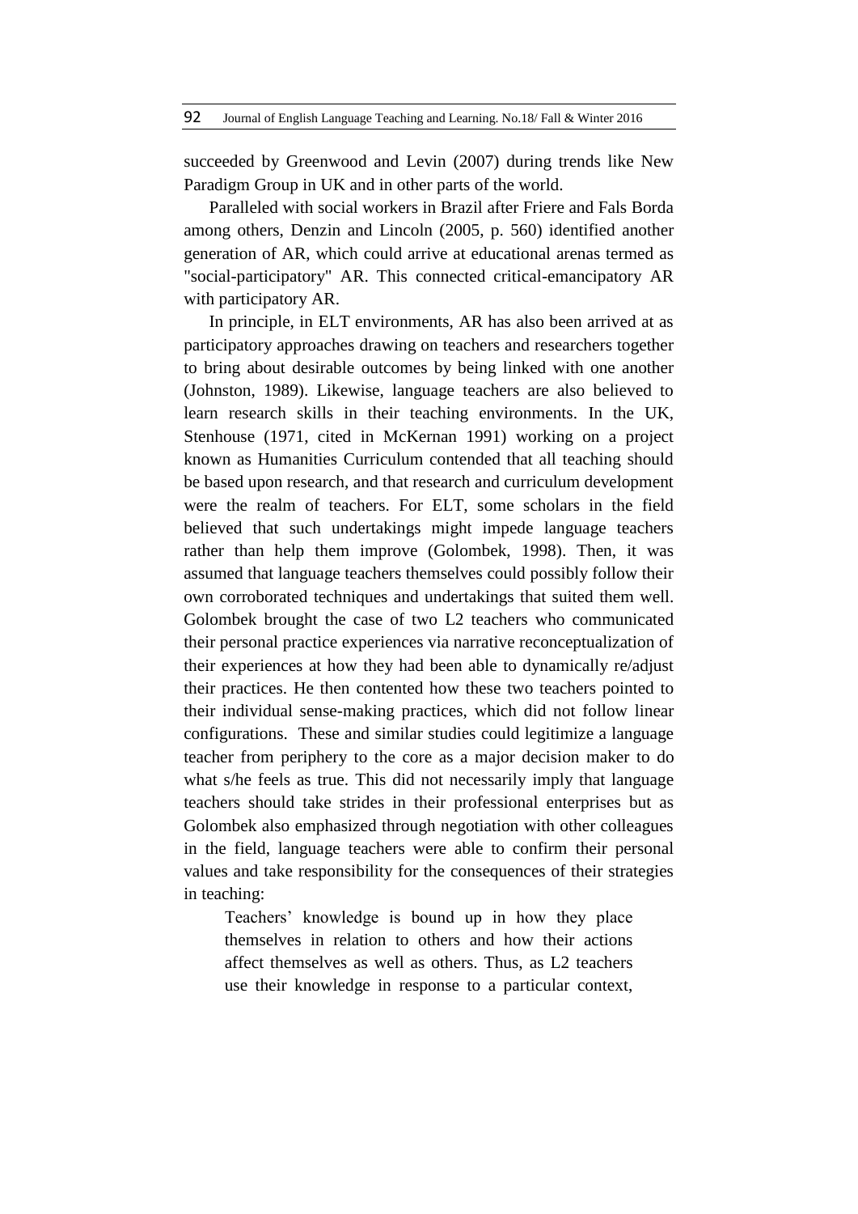succeeded by Greenwood and Levin (2007) during trends like New Paradigm Group in UK and in other parts of the world.

Paralleled with social workers in Brazil after Friere and Fals Borda among others, Denzin and Lincoln (2005, p. 560) identified another generation of AR, which could arrive at educational arenas termed as "social-participatory" AR. This connected critical-emancipatory AR with participatory AR.

In principle, in ELT environments, AR has also been arrived at as participatory approaches drawing on teachers and researchers together to bring about desirable outcomes by being linked with one another (Johnston, 1989). Likewise, language teachers are also believed to learn research skills in their teaching environments. In the UK, Stenhouse (1971, cited in McKernan 1991) working on a project known as Humanities Curriculum contended that all teaching should be based upon research, and that research and curriculum development were the realm of teachers. For ELT, some scholars in the field believed that such undertakings might impede language teachers rather than help them improve (Golombek, 1998). Then, it was assumed that language teachers themselves could possibly follow their own corroborated techniques and undertakings that suited them well. Golombek brought the case of two L2 teachers who communicated their personal practice experiences via narrative reconceptualization of their experiences at how they had been able to dynamically re/adjust their practices. He then contented how these two teachers pointed to their individual sense-making practices, which did not follow linear configurations. These and similar studies could legitimize a language teacher from periphery to the core as a major decision maker to do what s/he feels as true. This did not necessarily imply that language teachers should take strides in their professional enterprises but as Golombek also emphasized through negotiation with other colleagues in the field, language teachers were able to confirm their personal values and take responsibility for the consequences of their strategies in teaching:

> Teachers' knowledge is bound up in how they place themselves in relation to others and how their actions affect themselves as well as others. Thus, as L2 teachers use their knowledge in response to a particular context,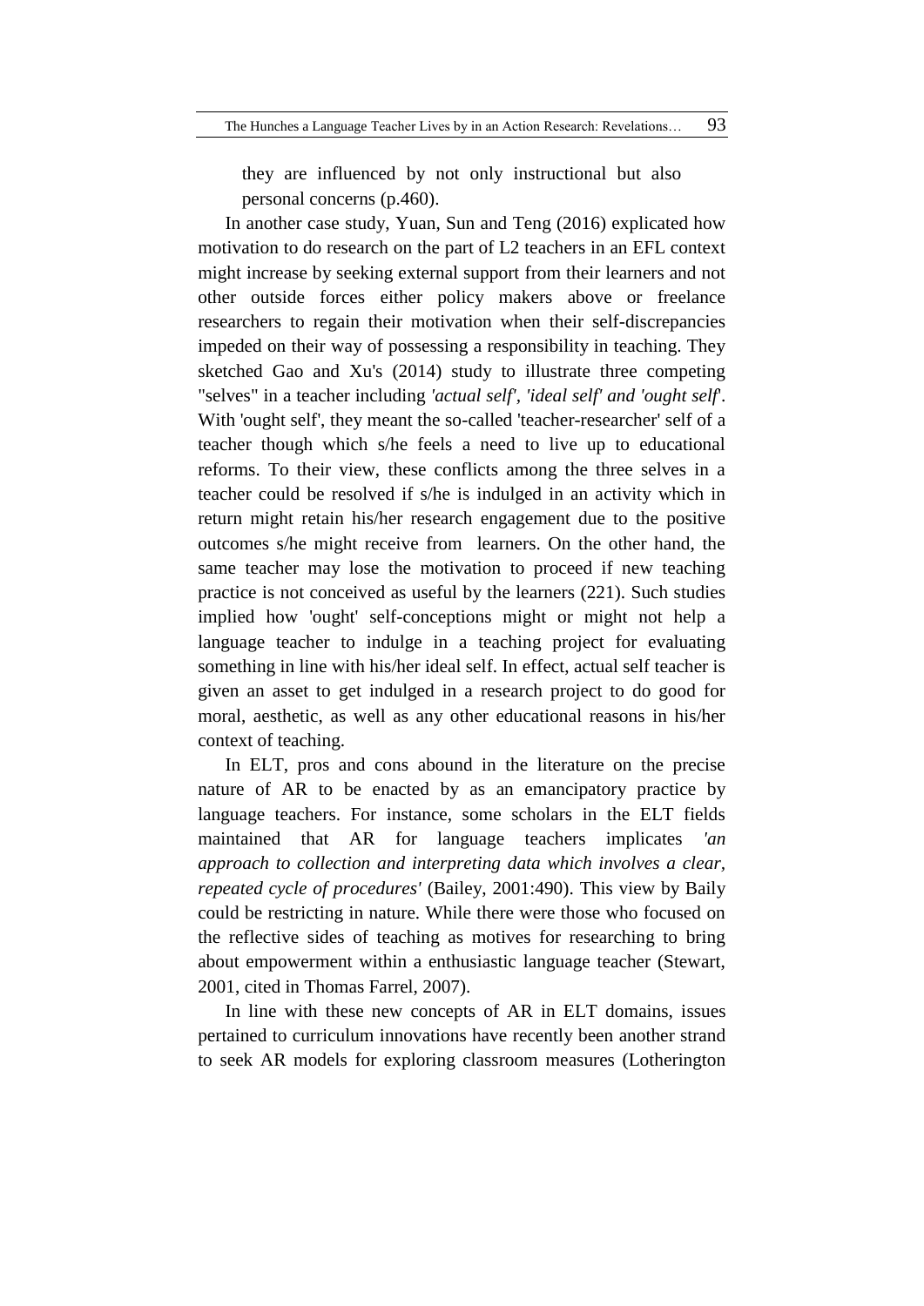they are influenced by not only instructional but also personal concerns (p.460).

In another case study, Yuan, Sun and Teng (2016) explicated how motivation to do research on the part of L2 teachers in an EFL context might increase by seeking external support from their learners and not other outside forces either policy makers above or freelance researchers to regain their motivation when their self-discrepancies impeded on their way of possessing a responsibility in teaching. They sketched Gao and Xu's (2014) study to illustrate three competing "selves" in a teacher including *'actual self', 'ideal self' and 'ought self'*. With 'ought self', they meant the so-called 'teacher-researcher' self of a teacher though which s/he feels a need to live up to educational reforms. To their view, these conflicts among the three selves in a teacher could be resolved if s/he is indulged in an activity which in return might retain his/her research engagement due to the positive outcomes s/he might receive from learners. On the other hand, the same teacher may lose the motivation to proceed if new teaching practice is not conceived as useful by the learners (221). Such studies implied how 'ought' self-conceptions might or might not help a language teacher to indulge in a teaching project for evaluating something in line with his/her ideal self. In effect, actual self teacher is given an asset to get indulged in a research project to do good for moral, aesthetic, as well as any other educational reasons in his/her context of teaching.

In ELT, pros and cons abound in the literature on the precise nature of AR to be enacted by as an emancipatory practice by language teachers. For instance, some scholars in the ELT fields maintained that AR for language teachers implicates *'an approach to collection and interpreting data which involves a clear, repeated cycle of procedures'* (Bailey, 2001:490). This view by Baily could be restricting in nature. While there were those who focused on the reflective sides of teaching as motives for researching to bring about empowerment within a enthusiastic language teacher (Stewart, 2001, cited in Thomas Farrel, 2007).

In line with these new concepts of AR in ELT domains, issues pertained to curriculum innovations have recently been another strand to seek AR models for exploring classroom measures (Lotherington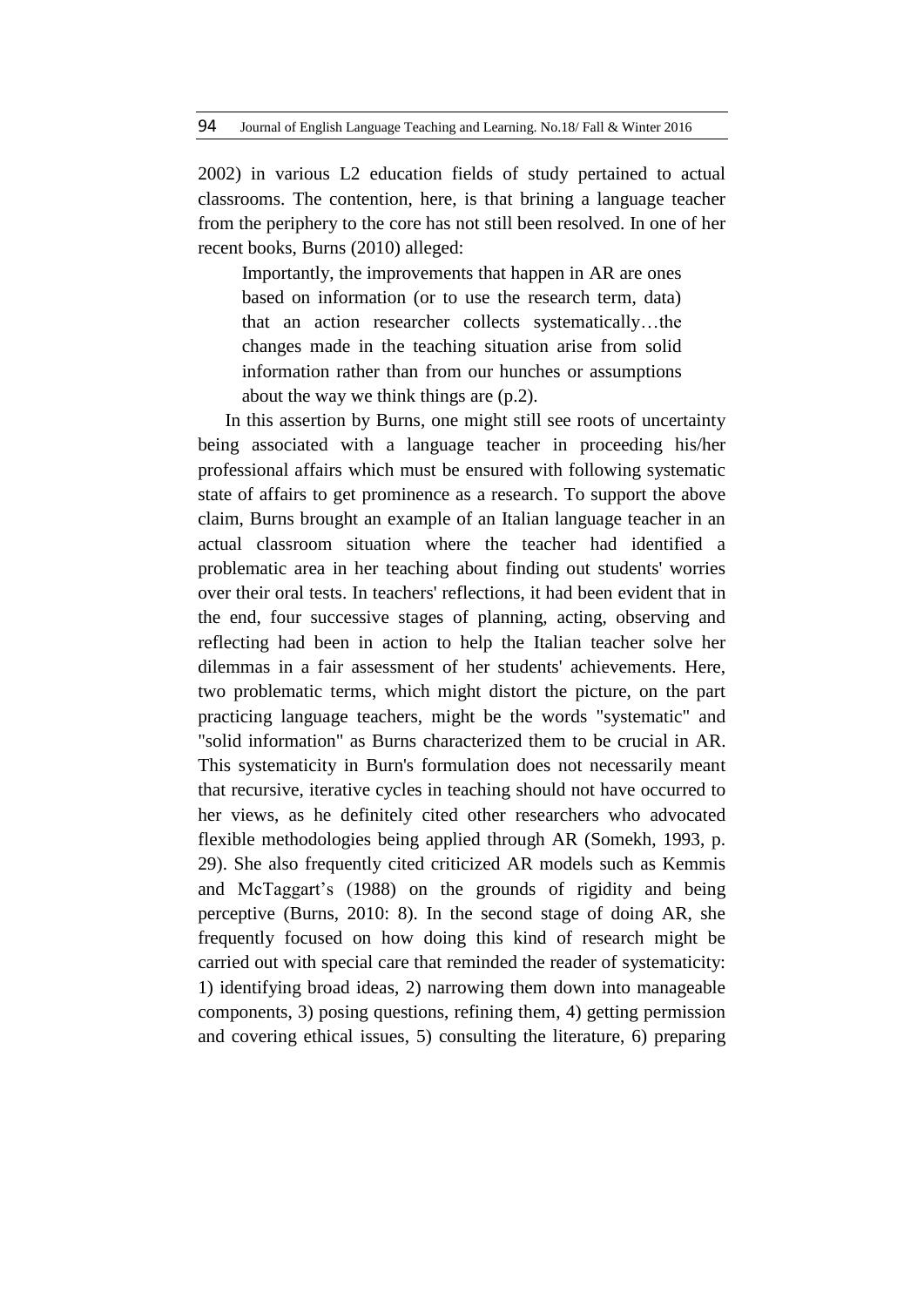2002) in various L2 education fields of study pertained to actual classrooms. The contention, here, is that brining a language teacher from the periphery to the core has not still been resolved. In one of her recent books, Burns (2010) alleged:

> Importantly, the improvements that happen in AR are ones based on information (or to use the research term, data) that an action researcher collects systematically…the changes made in the teaching situation arise from solid information rather than from our hunches or assumptions about the way we think things are (p.2).

In this assertion by Burns, one might still see roots of uncertainty being associated with a language teacher in proceeding his/her professional affairs which must be ensured with following systematic state of affairs to get prominence as a research. To support the above claim, Burns brought an example of an Italian language teacher in an actual classroom situation where the teacher had identified a problematic area in her teaching about finding out students' worries over their oral tests. In teachers' reflections, it had been evident that in the end, four successive stages of planning, acting, observing and reflecting had been in action to help the Italian teacher solve her dilemmas in a fair assessment of her students' achievements. Here, two problematic terms, which might distort the picture, on the part practicing language teachers, might be the words "systematic" and "solid information" as Burns characterized them to be crucial in AR. This systematicity in Burn's formulation does not necessarily meant that recursive, iterative cycles in teaching should not have occurred to her views, as he definitely cited other researchers who advocated flexible methodologies being applied through AR (Somekh, 1993, p. 29). She also frequently cited criticized AR models such as Kemmis and McTaggart's (1988) on the grounds of rigidity and being perceptive (Burns, 2010: 8). In the second stage of doing AR, she frequently focused on how doing this kind of research might be carried out with special care that reminded the reader of systematicity: 1) identifying broad ideas, 2) narrowing them down into manageable components, 3) posing questions, refining them, 4) getting permission and covering ethical issues, 5) consulting the literature, 6) preparing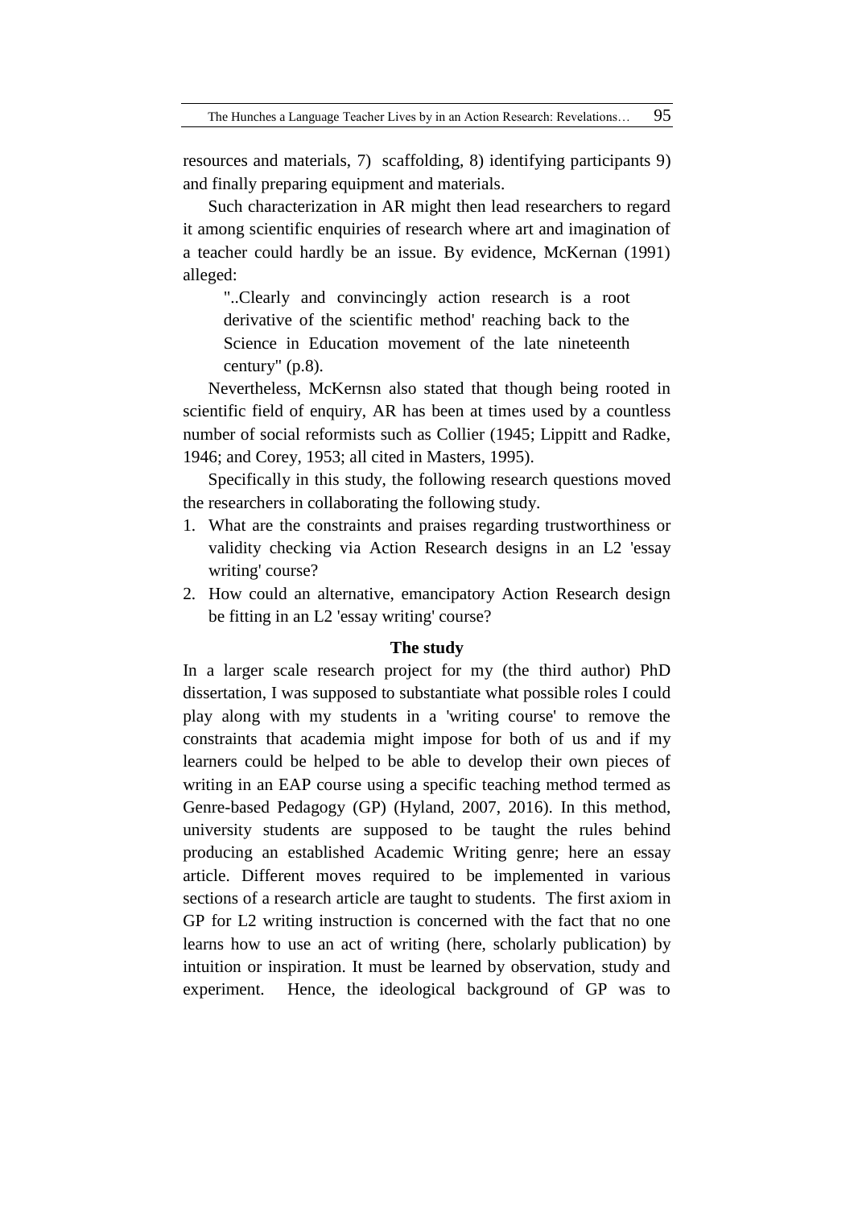resources and materials, 7) scaffolding, 8) identifying participants 9) and finally preparing equipment and materials.

Such characterization in AR might then lead researchers to regard it among scientific enquiries of research where art and imagination of a teacher could hardly be an issue. By evidence, McKernan (1991) alleged:

> "..Clearly and convincingly action research is a root derivative of the scientific method' reaching back to the Science in Education movement of the late nineteenth century" (p.8).

Nevertheless, McKernsn also stated that though being rooted in scientific field of enquiry, AR has been at times used by a countless number of social reformists such as Collier (1945; Lippitt and Radke, 1946; and Corey, 1953; all cited in Masters, 1995).

Specifically in this study, the following research questions moved the researchers in collaborating the following study.

1. What are the constraints and praises regarding trustworthiness or validity checking via Action Research designs in an L2 'essay writing' course?
2. How could an alternative, emancipatory Action Research design be fitting in an L2 'essay writing' course?

## The study

In a larger scale research project for my (the third author) PhD dissertation, I was supposed to substantiate what possible roles I could play along with my students in a 'writing course' to remove the constraints that academia might impose for both of us and if my learners could be helped to be able to develop their own pieces of writing in an EAP course using a specific teaching method termed as Genre-based Pedagogy (GP) (Hyland, 2007, 2016). In this method, university students are supposed to be taught the rules behind producing an established Academic Writing genre; here an essay article. Different moves required to be implemented in various sections of a research article are taught to students. The first axiom in GP for L2 writing instruction is concerned with the fact that no one learns how to use an act of writing (here, scholarly publication) by intuition or inspiration. It must be learned by observation, study and experiment. Hence, the ideological background of GP was to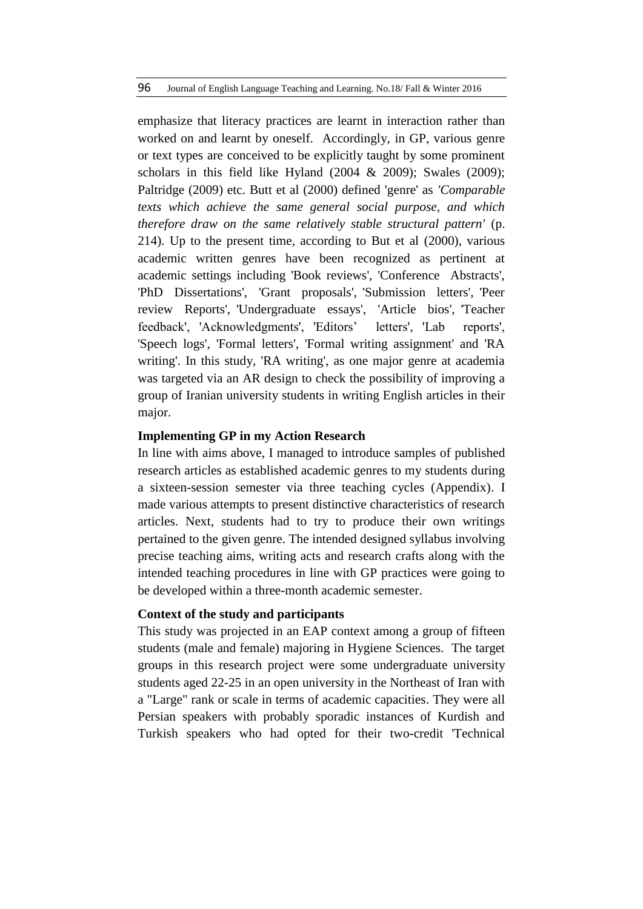emphasize that literacy practices are learnt in interaction rather than worked on and learnt by oneself. Accordingly, in GP, various genre or text types are conceived to be explicitly taught by some prominent scholars in this field like Hyland (2004 & 2009); Swales (2009); Paltridge (2009) etc. Butt et al (2000) defined 'genre' as *'Comparable texts which achieve the same general social purpose, and which therefore draw on the same relatively stable structural pattern'* (p. 214). Up to the present time, according to But et al (2000), various academic written genres have been recognized as pertinent at academic settings including 'Book reviews', 'Conference Abstracts', 'PhD Dissertations', 'Grant proposals', 'Submission letters', 'Peer review Reports', 'Undergraduate essays', 'Article bios', 'Teacher feedback', 'Acknowledgments', 'Editors' letters', 'Lab reports', 'Speech logs', 'Formal letters', 'Formal writing assignment' and 'RA writing'. In this study, 'RA writing', as one major genre at academia was targeted via an AR design to check the possibility of improving a group of Iranian university students in writing English articles in their major.

**Implementing GP in my Action Research**

In line with aims above, I managed to introduce samples of published research articles as established academic genres to my students during a sixteen-session semester via three teaching cycles (Appendix). I made various attempts to present distinctive characteristics of research articles. Next, students had to try to produce their own writings pertained to the given genre. The intended designed syllabus involving precise teaching aims, writing acts and research crafts along with the intended teaching procedures in line with GP practices were going to be developed within a three-month academic semester.

**Context of the study and participants**

This study was projected in an EAP context among a group of fifteen students (male and female) majoring in Hygiene Sciences. The target groups in this research project were some undergraduate university students aged 22-25 in an open university in the Northeast of Iran with a "Large" rank or scale in terms of academic capacities. They were all Persian speakers with probably sporadic instances of Kurdish and Turkish speakers who had opted for their two-credit 'Technical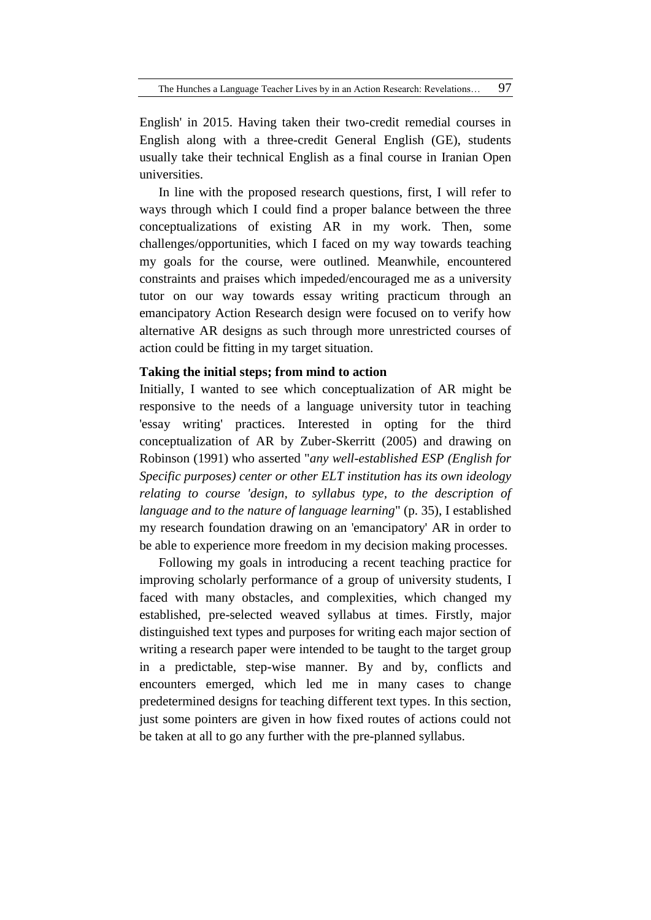English' in 2015. Having taken their two-credit remedial courses in English along with a three-credit General English (GE), students usually take their technical English as a final course in Iranian Open universities.

In line with the proposed research questions, first, I will refer to ways through which I could find a proper balance between the three conceptualizations of existing AR in my work. Then, some challenges/opportunities, which I faced on my way towards teaching my goals for the course, were outlined. Meanwhile, encountered constraints and praises which impeded/encouraged me as a university tutor on our way towards essay writing practicum through an emancipatory Action Research design were focused on to verify how alternative AR designs as such through more unrestricted courses of action could be fitting in my target situation.

**Taking the initial steps; from mind to action**

Initially, I wanted to see which conceptualization of AR might be responsive to the needs of a language university tutor in teaching 'essay writing' practices. Interested in opting for the third conceptualization of AR by Zuber-Skerritt (2005) and drawing on Robinson (1991) who asserted "*any well-established ESP (English for Specific purposes) center or other ELT institution has its own ideology relating to course 'design, to syllabus type, to the description of language and to the nature of language learning*" (p. 35), I established my research foundation drawing on an 'emancipatory' AR in order to be able to experience more freedom in my decision making processes.

Following my goals in introducing a recent teaching practice for improving scholarly performance of a group of university students, I faced with many obstacles, and complexities, which changed my established, pre-selected weaved syllabus at times. Firstly, major distinguished text types and purposes for writing each major section of writing a research paper were intended to be taught to the target group in a predictable, step-wise manner. By and by, conflicts and encounters emerged, which led me in many cases to change predetermined designs for teaching different text types. In this section, just some pointers are given in how fixed routes of actions could not be taken at all to go any further with the pre-planned syllabus.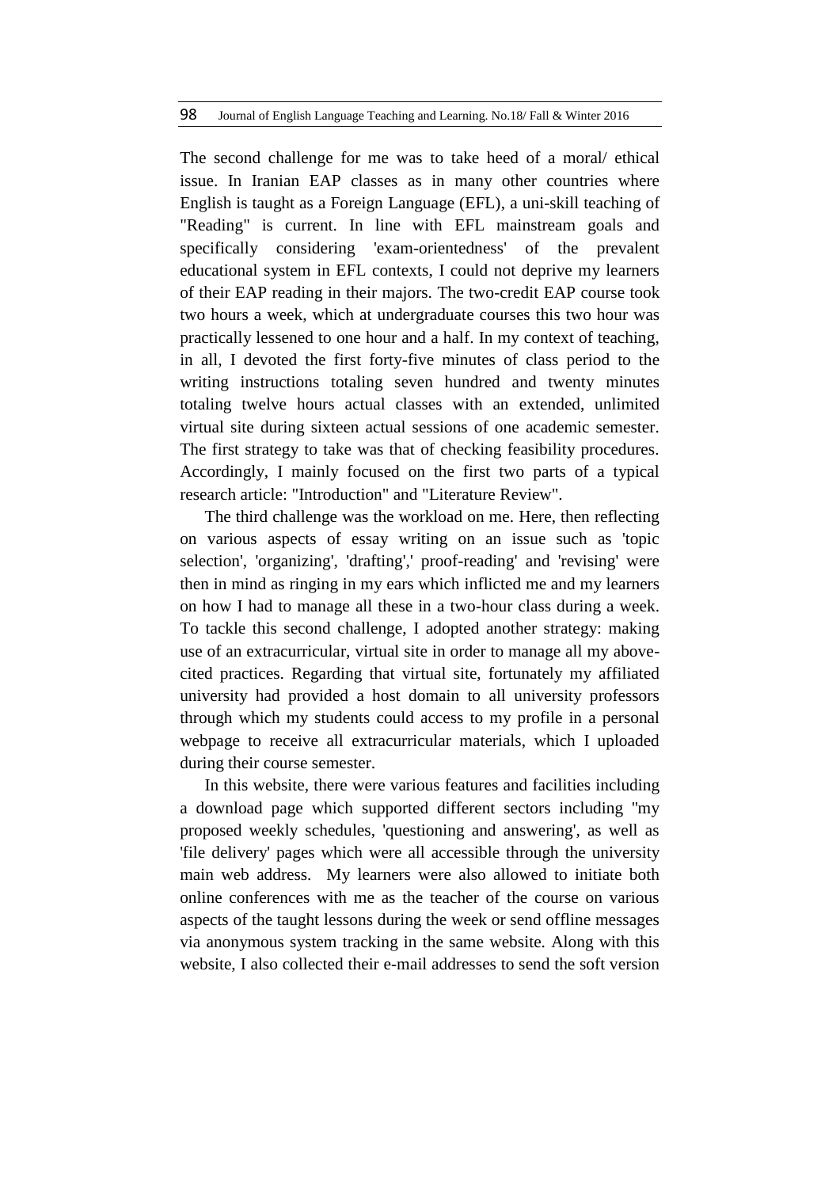The second challenge for me was to take heed of a moral/ ethical issue. In Iranian EAP classes as in many other countries where English is taught as a Foreign Language (EFL), a uni-skill teaching of "Reading" is current. In line with EFL mainstream goals and specifically considering 'exam-orientedness' of the prevalent educational system in EFL contexts, I could not deprive my learners of their EAP reading in their majors. The two-credit EAP course took two hours a week, which at undergraduate courses this two hour was practically lessened to one hour and a half. In my context of teaching, in all, I devoted the first forty-five minutes of class period to the writing instructions totaling seven hundred and twenty minutes totaling twelve hours actual classes with an extended, unlimited virtual site during sixteen actual sessions of one academic semester. The first strategy to take was that of checking feasibility procedures. Accordingly, I mainly focused on the first two parts of a typical research article: "Introduction" and "Literature Review".

The third challenge was the workload on me. Here, then reflecting on various aspects of essay writing on an issue such as 'topic selection', 'organizing', 'drafting',' proof-reading' and 'revising' were then in mind as ringing in my ears which inflicted me and my learners on how I had to manage all these in a two-hour class during a week. To tackle this second challenge, I adopted another strategy: making use of an extracurricular, virtual site in order to manage all my above-cited practices. Regarding that virtual site, fortunately my affiliated university had provided a host domain to all university professors through which my students could access to my profile in a personal webpage to receive all extracurricular materials, which I uploaded during their course semester.

In this website, there were various features and facilities including a download page which supported different sectors including "my proposed weekly schedules, 'questioning and answering', as well as 'file delivery' pages which were all accessible through the university main web address. My learners were also allowed to initiate both online conferences with me as the teacher of the course on various aspects of the taught lessons during the week or send offline messages via anonymous system tracking in the same website. Along with this website, I also collected their e-mail addresses to send the soft version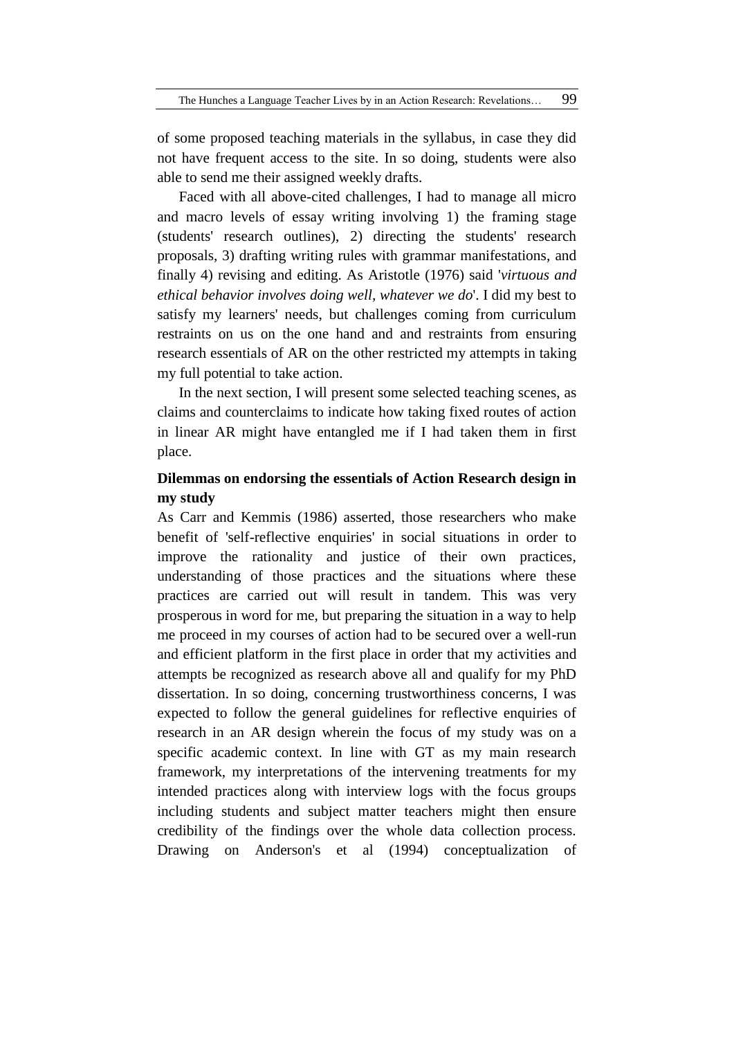of some proposed teaching materials in the syllabus, in case they did not have frequent access to the site. In so doing, students were also able to send me their assigned weekly drafts.

Faced with all above-cited challenges, I had to manage all micro and macro levels of essay writing involving 1) the framing stage (students' research outlines), 2) directing the students' research proposals, 3) drafting writing rules with grammar manifestations, and finally 4) revising and editing. As Aristotle (1976) said '*virtuous and ethical behavior involves doing well, whatever we do*'. I did my best to satisfy my learners' needs, but challenges coming from curriculum restraints on us on the one hand and and restraints from ensuring research essentials of AR on the other restricted my attempts in taking my full potential to take action.

In the next section, I will present some selected teaching scenes, as claims and counterclaims to indicate how taking fixed routes of action in linear AR might have entangled me if I had taken them in first place.

**Dilemmas on endorsing the essentials of Action Research design in my study**

As Carr and Kemmis (1986) asserted, those researchers who make benefit of 'self-reflective enquiries' in social situations in order to improve the rationality and justice of their own practices, understanding of those practices and the situations where these practices are carried out will result in tandem. This was very prosperous in word for me, but preparing the situation in a way to help me proceed in my courses of action had to be secured over a well-run and efficient platform in the first place in order that my activities and attempts be recognized as research above all and qualify for my PhD dissertation. In so doing, concerning trustworthiness concerns, I was expected to follow the general guidelines for reflective enquiries of research in an AR design wherein the focus of my study was on a specific academic context. In line with GT as my main research framework, my interpretations of the intervening treatments for my intended practices along with interview logs with the focus groups including students and subject matter teachers might then ensure credibility of the findings over the whole data collection process. Drawing on Anderson's et al (1994) conceptualization of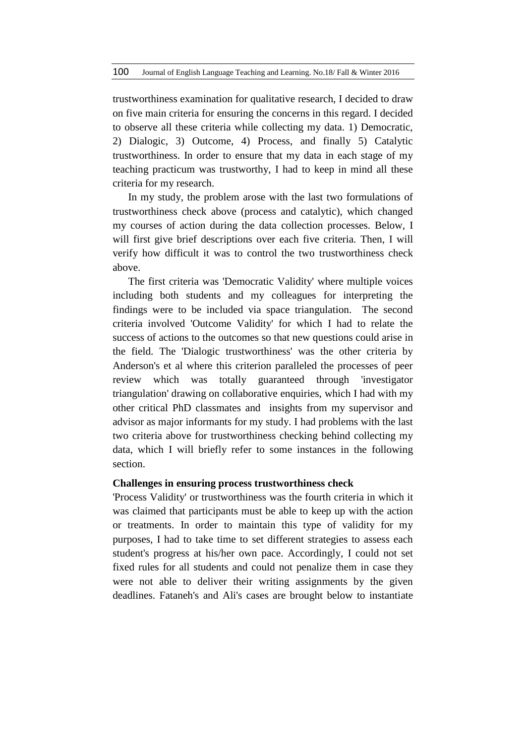trustworthiness examination for qualitative research, I decided to draw on five main criteria for ensuring the concerns in this regard. I decided to observe all these criteria while collecting my data. 1) Democratic, 2) Dialogic, 3) Outcome, 4) Process, and finally 5) Catalytic trustworthiness. In order to ensure that my data in each stage of my teaching practicum was trustworthy, I had to keep in mind all these criteria for my research.

In my study, the problem arose with the last two formulations of trustworthiness check above (process and catalytic), which changed my courses of action during the data collection processes. Below, I will first give brief descriptions over each five criteria. Then, I will verify how difficult it was to control the two trustworthiness check above.

The first criteria was 'Democratic Validity' where multiple voices including both students and my colleagues for interpreting the findings were to be included via space triangulation. The second criteria involved 'Outcome Validity' for which I had to relate the success of actions to the outcomes so that new questions could arise in the field. The 'Dialogic trustworthiness' was the other criteria by Anderson's et al where this criterion paralleled the processes of peer review which was totally guaranteed through 'investigator triangulation' drawing on collaborative enquiries, which I had with my other critical PhD classmates and insights from my supervisor and advisor as major informants for my study. I had problems with the last two criteria above for trustworthiness checking behind collecting my data, which I will briefly refer to some instances in the following section.

**Challenges in ensuring process trustworthiness check**

'Process Validity' or trustworthiness was the fourth criteria in which it was claimed that participants must be able to keep up with the action or treatments. In order to maintain this type of validity for my purposes, I had to take time to set different strategies to assess each student's progress at his/her own pace. Accordingly, I could not set fixed rules for all students and could not penalize them in case they were not able to deliver their writing assignments by the given deadlines. Fataneh's and Ali's cases are brought below to instantiate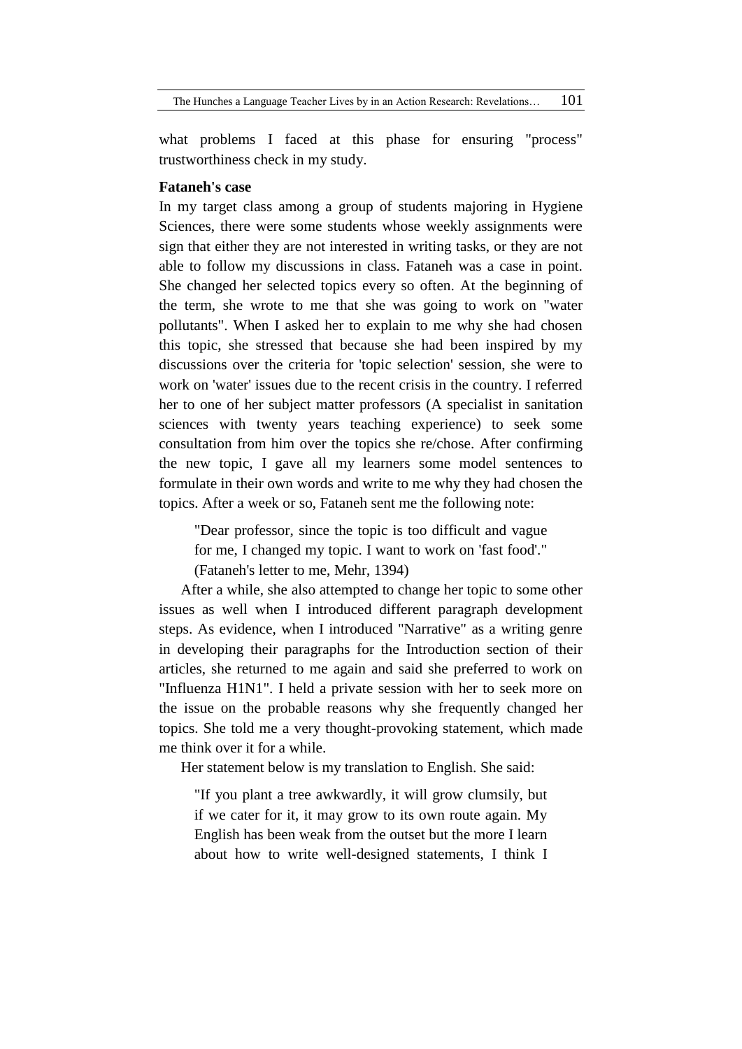what problems I faced at this phase for ensuring "process" trustworthiness check in my study.

**Fataneh's case**

In my target class among a group of students majoring in Hygiene Sciences, there were some students whose weekly assignments were sign that either they are not interested in writing tasks, or they are not able to follow my discussions in class. Fataneh was a case in point. She changed her selected topics every so often. At the beginning of the term, she wrote to me that she was going to work on "water pollutants". When I asked her to explain to me why she had chosen this topic, she stressed that because she had been inspired by my discussions over the criteria for 'topic selection' session, she were to work on 'water' issues due to the recent crisis in the country. I referred her to one of her subject matter professors (A specialist in sanitation sciences with twenty years teaching experience) to seek some consultation from him over the topics she re/chose. After confirming the new topic, I gave all my learners some model sentences to formulate in their own words and write to me why they had chosen the topics. After a week or so, Fataneh sent me the following note:

> "Dear professor, since the topic is too difficult and vague for me, I changed my topic. I want to work on 'fast food'." (Fataneh's letter to me, Mehr, 1394)

After a while, she also attempted to change her topic to some other issues as well when I introduced different paragraph development steps. As evidence, when I introduced "Narrative" as a writing genre in developing their paragraphs for the Introduction section of their articles, she returned to me again and said she preferred to work on "Influenza H1N1". I held a private session with her to seek more on the issue on the probable reasons why she frequently changed her topics. She told me a very thought-provoking statement, which made me think over it for a while.

Her statement below is my translation to English. She said:

> "If you plant a tree awkwardly, it will grow clumsily, but if we cater for it, it may grow to its own route again. My English has been weak from the outset but the more I learn about how to write well-designed statements, I think I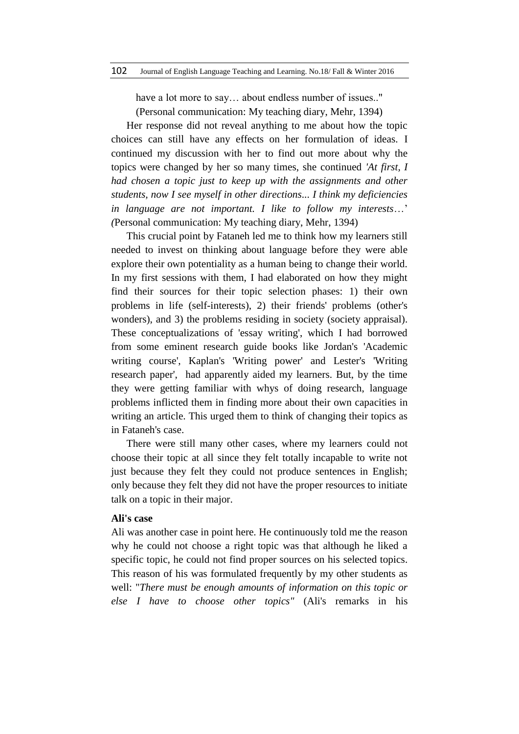have a lot more to say… about endless number of issues.."
(Personal communication: My teaching diary, Mehr, 1394)

Her response did not reveal anything to me about how the topic choices can still have any effects on her formulation of ideas. I continued my discussion with her to find out more about why the topics were changed by her so many times, she continued *'At first, I had chosen a topic just to keep up with the assignments and other students, now I see myself in other directions... I think my deficiencies in language are not important. I like to follow my interests…'* (Personal communication: My teaching diary, Mehr, 1394)

This crucial point by Fataneh led me to think how my learners still needed to invest on thinking about language before they were able explore their own potentiality as a human being to change their world. In my first sessions with them, I had elaborated on how they might find their sources for their topic selection phases: 1) their own problems in life (self-interests), 2) their friends' problems (other's wonders), and 3) the problems residing in society (society appraisal). These conceptualizations of 'essay writing', which I had borrowed from some eminent research guide books like Jordan's 'Academic writing course', Kaplan's 'Writing power' and Lester's 'Writing research paper', had apparently aided my learners. But, by the time they were getting familiar with whys of doing research, language problems inflicted them in finding more about their own capacities in writing an article. This urged them to think of changing their topics as in Fataneh's case.

There were still many other cases, where my learners could not choose their topic at all since they felt totally incapable to write not just because they felt they could not produce sentences in English; only because they felt they did not have the proper resources to initiate talk on a topic in their major.

**Ali's case**

Ali was another case in point here. He continuously told me the reason why he could not choose a right topic was that although he liked a specific topic, he could not find proper sources on his selected topics. This reason of his was formulated frequently by my other students as well: "*There must be enough amounts of information on this topic or else I have to choose other topics"* (Ali's remarks in his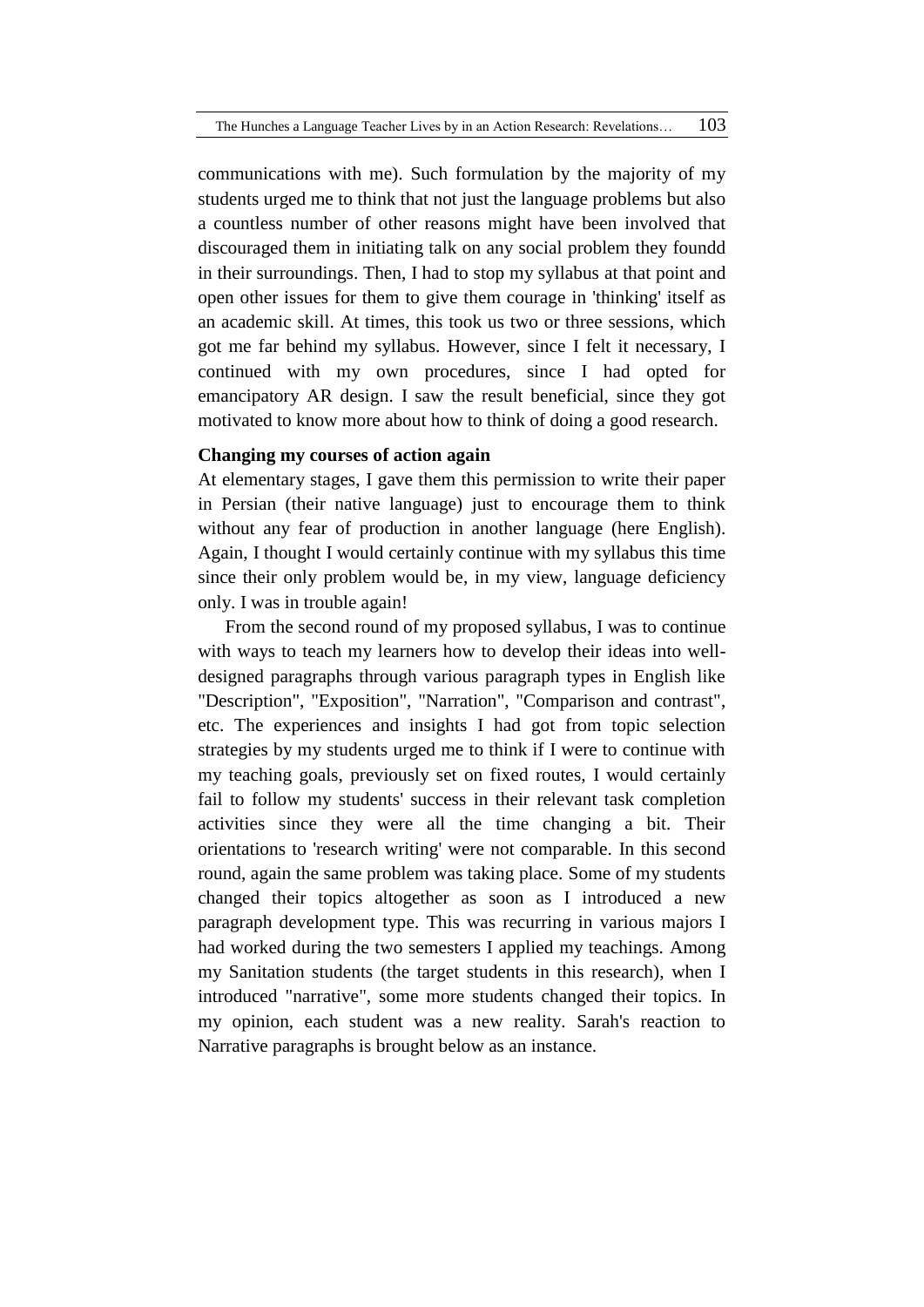communications with me). Such formulation by the majority of my students urged me to think that not just the language problems but also a countless number of other reasons might have been involved that discouraged them in initiating talk on any social problem they foundd in their surroundings. Then, I had to stop my syllabus at that point and open other issues for them to give them courage in 'thinking' itself as an academic skill. At times, this took us two or three sessions, which got me far behind my syllabus. However, since I felt it necessary, I continued with my own procedures, since I had opted for emancipatory AR design. I saw the result beneficial, since they got motivated to know more about how to think of doing a good research.

**Changing my courses of action again**

At elementary stages, I gave them this permission to write their paper in Persian (their native language) just to encourage them to think without any fear of production in another language (here English). Again, I thought I would certainly continue with my syllabus this time since their only problem would be, in my view, language deficiency only. I was in trouble again!

From the second round of my proposed syllabus, I was to continue with ways to teach my learners how to develop their ideas into well-designed paragraphs through various paragraph types in English like "Description", "Exposition", "Narration", "Comparison and contrast", etc. The experiences and insights I had got from topic selection strategies by my students urged me to think if I were to continue with my teaching goals, previously set on fixed routes, I would certainly fail to follow my students' success in their relevant task completion activities since they were all the time changing a bit. Their orientations to 'research writing' were not comparable. In this second round, again the same problem was taking place. Some of my students changed their topics altogether as soon as I introduced a new paragraph development type. This was recurring in various majors I had worked during the two semesters I applied my teachings. Among my Sanitation students (the target students in this research), when I introduced "narrative", some more students changed their topics. In my opinion, each student was a new reality. Sarah's reaction to Narrative paragraphs is brought below as an instance.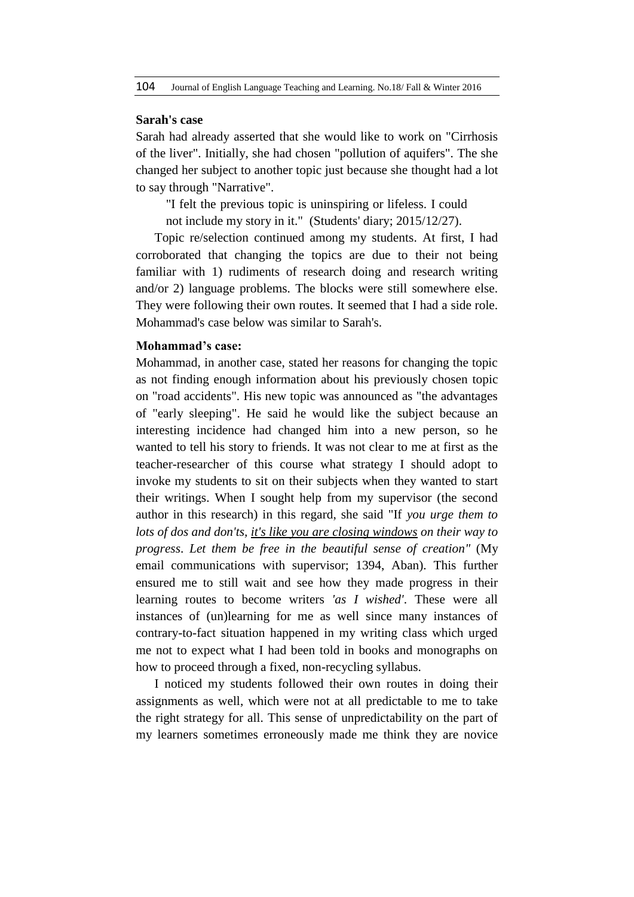**Sarah's case**

Sarah had already asserted that she would like to work on "Cirrhosis of the liver". Initially, she had chosen "pollution of aquifers". The she changed her subject to another topic just because she thought had a lot to say through "Narrative".

> "I felt the previous topic is uninspiring or lifeless. I could not include my story in it." (Students' diary; 2015/12/27).

Topic re/selection continued among my students. At first, I had corroborated that changing the topics are due to their not being familiar with 1) rudiments of research doing and research writing and/or 2) language problems. The blocks were still somewhere else. They were following their own routes. It seemed that I had a side role. Mohammad's case below was similar to Sarah's.

**Mohammad's case:**

Mohammad, in another case, stated her reasons for changing the topic as not finding enough information about his previously chosen topic on "road accidents". His new topic was announced as "the advantages of "early sleeping". He said he would like the subject because an interesting incidence had changed him into a new person, so he wanted to tell his story to friends. It was not clear to me at first as the teacher-researcher of this course what strategy I should adopt to invoke my students to sit on their subjects when they wanted to start their writings. When I sought help from my supervisor (the second author in this research) in this regard, she said "If *you urge them to lots of dos and don'ts, <u>it's like you are closing windows</u> on their way to progress*. *Let them be free in the beautiful sense of creation"* (My email communications with supervisor; 1394, Aban). This further ensured me to still wait and see how they made progress in their learning routes to become writers *'as I wished'*. These were all instances of (un)learning for me as well since many instances of contrary-to-fact situation happened in my writing class which urged me not to expect what I had been told in books and monographs on how to proceed through a fixed, non-recycling syllabus.

I noticed my students followed their own routes in doing their assignments as well, which were not at all predictable to me to take the right strategy for all. This sense of unpredictability on the part of my learners sometimes erroneously made me think they are novice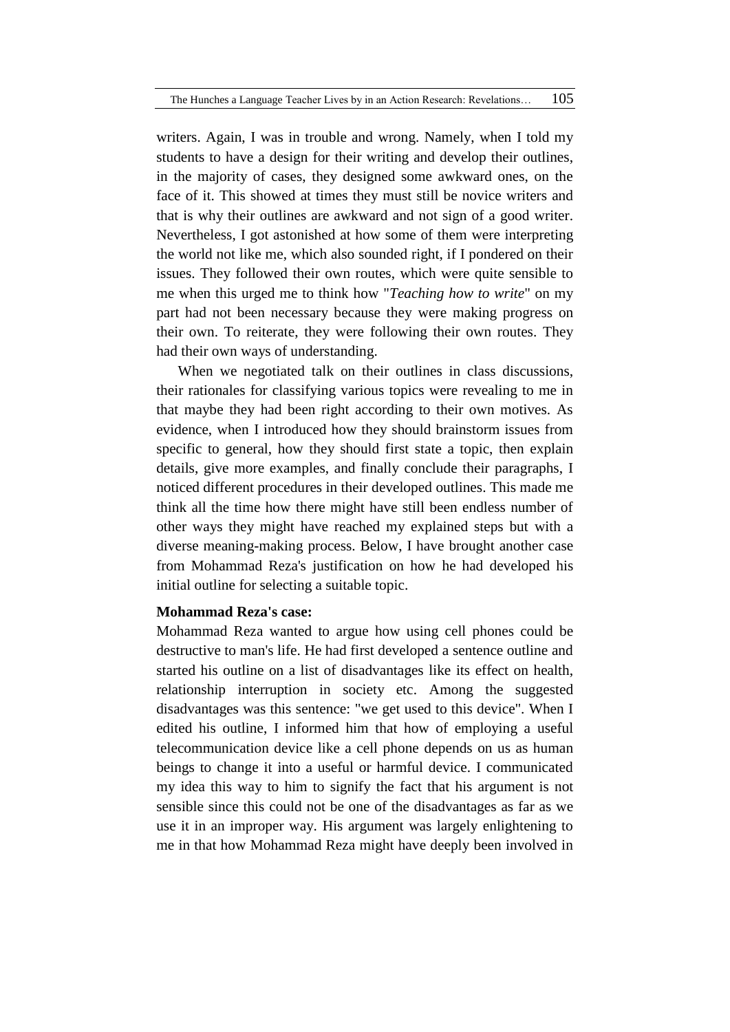writers. Again, I was in trouble and wrong. Namely, when I told my students to have a design for their writing and develop their outlines, in the majority of cases, they designed some awkward ones, on the face of it. This showed at times they must still be novice writers and that is why their outlines are awkward and not sign of a good writer. Nevertheless, I got astonished at how some of them were interpreting the world not like me, which also sounded right, if I pondered on their issues. They followed their own routes, which were quite sensible to me when this urged me to think how "*Teaching how to write*" on my part had not been necessary because they were making progress on their own. To reiterate, they were following their own routes. They had their own ways of understanding.

When we negotiated talk on their outlines in class discussions, their rationales for classifying various topics were revealing to me in that maybe they had been right according to their own motives. As evidence, when I introduced how they should brainstorm issues from specific to general, how they should first state a topic, then explain details, give more examples, and finally conclude their paragraphs, I noticed different procedures in their developed outlines. This made me think all the time how there might have still been endless number of other ways they might have reached my explained steps but with a diverse meaning-making process. Below, I have brought another case from Mohammad Reza's justification on how he had developed his initial outline for selecting a suitable topic.

**Mohammad Reza's case:**

Mohammad Reza wanted to argue how using cell phones could be destructive to man's life. He had first developed a sentence outline and started his outline on a list of disadvantages like its effect on health, relationship interruption in society etc. Among the suggested disadvantages was this sentence: "we get used to this device". When I edited his outline, I informed him that how of employing a useful telecommunication device like a cell phone depends on us as human beings to change it into a useful or harmful device. I communicated my idea this way to him to signify the fact that his argument is not sensible since this could not be one of the disadvantages as far as we use it in an improper way. His argument was largely enlightening to me in that how Mohammad Reza might have deeply been involved in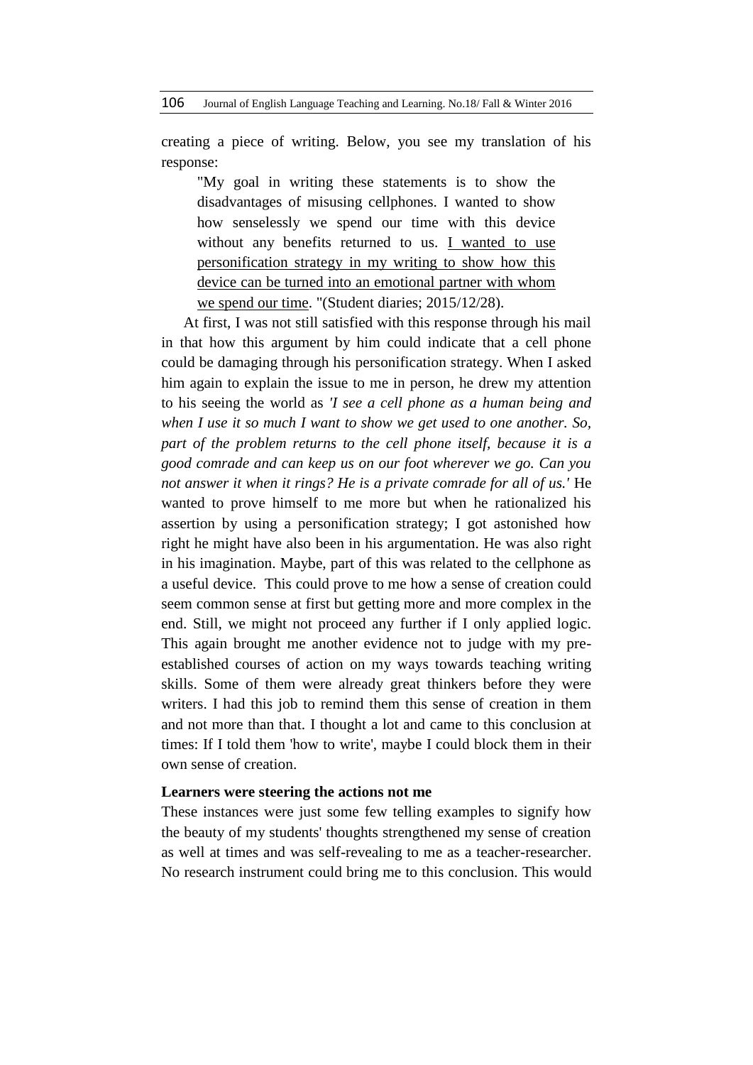creating a piece of writing. Below, you see my translation of his response:

> "My goal in writing these statements is to show the disadvantages of misusing cellphones. I wanted to show how senselessly we spend our time with this device without any benefits returned to us. <u>I wanted to use personification strategy in my writing to show how this device can be turned into an emotional partner with whom we spend our time</u>. "(Student diaries; 2015/12/28).

At first, I was not still satisfied with this response through his mail in that how this argument by him could indicate that a cell phone could be damaging through his personification strategy. When I asked him again to explain the issue to me in person, he drew my attention to his seeing the world as *'I see a cell phone as a human being and when I use it so much I want to show we get used to one another. So, part of the problem returns to the cell phone itself, because it is a good comrade and can keep us on our foot wherever we go. Can you not answer it when it rings? He is a private comrade for all of us.'* He wanted to prove himself to me more but when he rationalized his assertion by using a personification strategy; I got astonished how right he might have also been in his argumentation. He was also right in his imagination. Maybe, part of this was related to the cellphone as a useful device. This could prove to me how a sense of creation could seem common sense at first but getting more and more complex in the end. Still, we might not proceed any further if I only applied logic. This again brought me another evidence not to judge with my pre-established courses of action on my ways towards teaching writing skills. Some of them were already great thinkers before they were writers. I had this job to remind them this sense of creation in them and not more than that. I thought a lot and came to this conclusion at times: If I told them 'how to write', maybe I could block them in their own sense of creation.

**Learners were steering the actions not me**

These instances were just some few telling examples to signify how the beauty of my students' thoughts strengthened my sense of creation as well at times and was self-revealing to me as a teacher-researcher. No research instrument could bring me to this conclusion. This would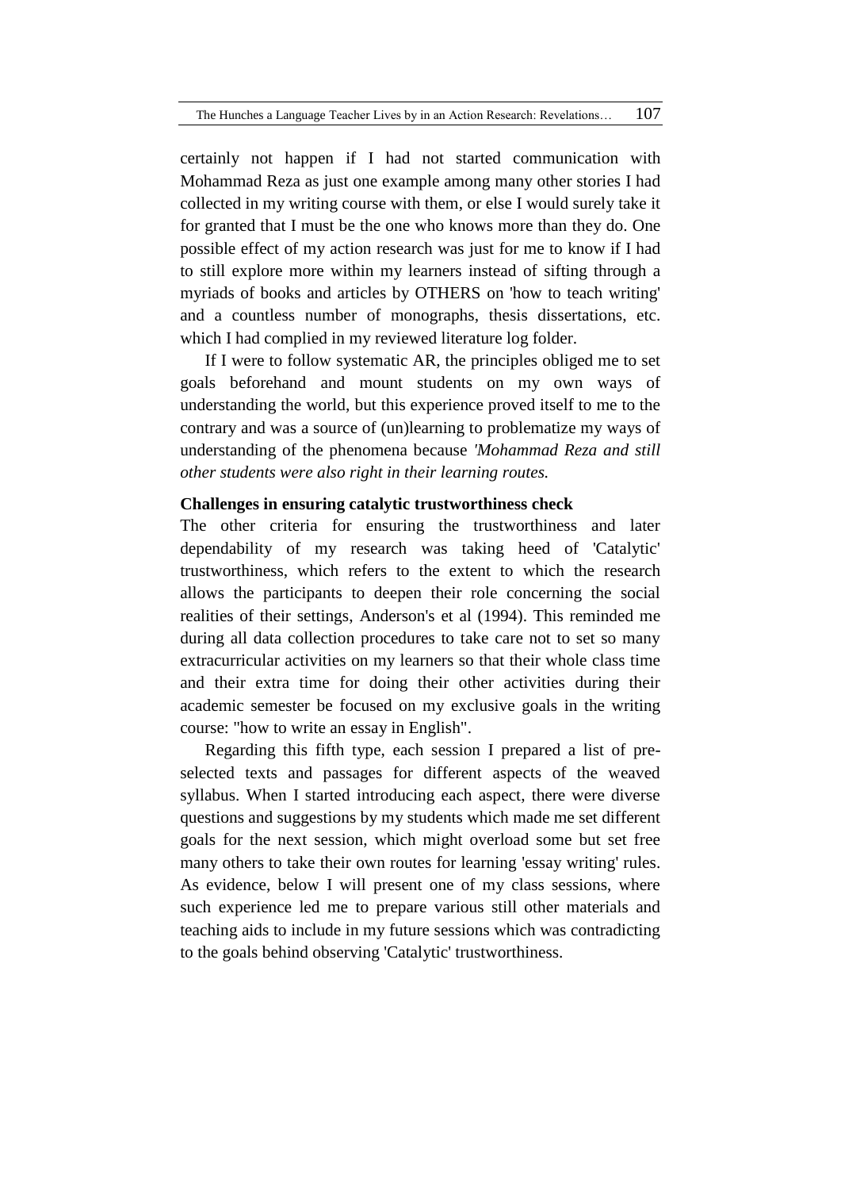certainly not happen if I had not started communication with Mohammad Reza as just one example among many other stories I had collected in my writing course with them, or else I would surely take it for granted that I must be the one who knows more than they do. One possible effect of my action research was just for me to know if I had to still explore more within my learners instead of sifting through a myriads of books and articles by OTHERS on 'how to teach writing' and a countless number of monographs, thesis dissertations, etc. which I had complied in my reviewed literature log folder.

If I were to follow systematic AR, the principles obliged me to set goals beforehand and mount students on my own ways of understanding the world, but this experience proved itself to me to the contrary and was a source of (un)learning to problematize my ways of understanding of the phenomena because *'Mohammad Reza and still other students were also right in their learning routes.*

**Challenges in ensuring catalytic trustworthiness check**

The other criteria for ensuring the trustworthiness and later dependability of my research was taking heed of 'Catalytic' trustworthiness, which refers to the extent to which the research allows the participants to deepen their role concerning the social realities of their settings, Anderson's et al (1994). This reminded me during all data collection procedures to take care not to set so many extracurricular activities on my learners so that their whole class time and their extra time for doing their other activities during their academic semester be focused on my exclusive goals in the writing course: "how to write an essay in English".

Regarding this fifth type, each session I prepared a list of pre-selected texts and passages for different aspects of the weaved syllabus. When I started introducing each aspect, there were diverse questions and suggestions by my students which made me set different goals for the next session, which might overload some but set free many others to take their own routes for learning 'essay writing' rules. As evidence, below I will present one of my class sessions, where such experience led me to prepare various still other materials and teaching aids to include in my future sessions which was contradicting to the goals behind observing 'Catalytic' trustworthiness.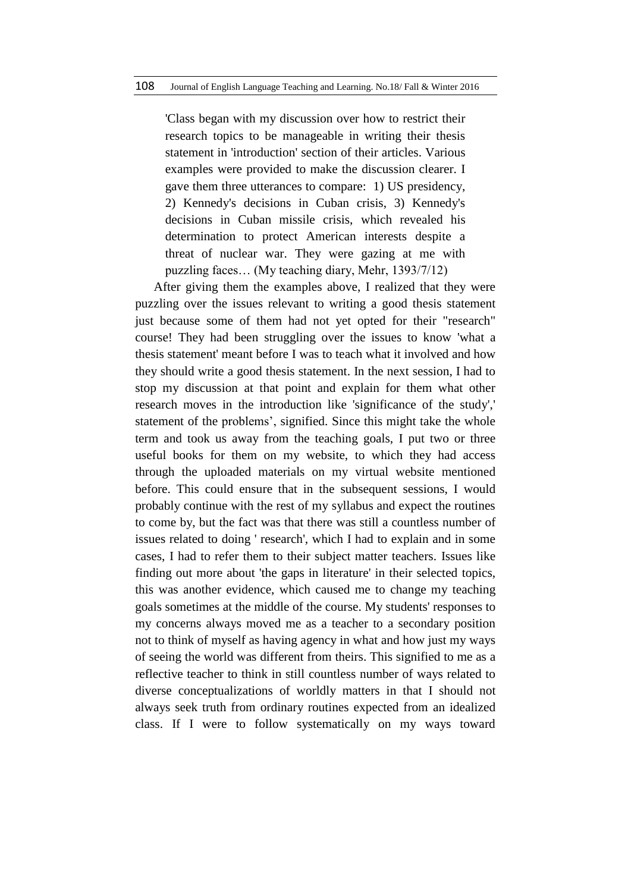> 'Class began with my discussion over how to restrict their research topics to be manageable in writing their thesis statement in 'introduction' section of their articles. Various examples were provided to make the discussion clearer. I gave them three utterances to compare: 1) US presidency, 2) Kennedy's decisions in Cuban crisis, 3) Kennedy's decisions in Cuban missile crisis, which revealed his determination to protect American interests despite a threat of nuclear war. They were gazing at me with puzzling faces… (My teaching diary, Mehr, 1393/7/12)

After giving them the examples above, I realized that they were puzzling over the issues relevant to writing a good thesis statement just because some of them had not yet opted for their "research" course! They had been struggling over the issues to know 'what a thesis statement' meant before I was to teach what it involved and how they should write a good thesis statement. In the next session, I had to stop my discussion at that point and explain for them what other research moves in the introduction like 'significance of the study',' statement of the problems', signified. Since this might take the whole term and took us away from the teaching goals, I put two or three useful books for them on my website, to which they had access through the uploaded materials on my virtual website mentioned before. This could ensure that in the subsequent sessions, I would probably continue with the rest of my syllabus and expect the routines to come by, but the fact was that there was still a countless number of issues related to doing ' research', which I had to explain and in some cases, I had to refer them to their subject matter teachers. Issues like finding out more about 'the gaps in literature' in their selected topics, this was another evidence, which caused me to change my teaching goals sometimes at the middle of the course. My students' responses to my concerns always moved me as a teacher to a secondary position not to think of myself as having agency in what and how just my ways of seeing the world was different from theirs. This signified to me as a reflective teacher to think in still countless number of ways related to diverse conceptualizations of worldly matters in that I should not always seek truth from ordinary routines expected from an idealized class. If I were to follow systematically on my ways toward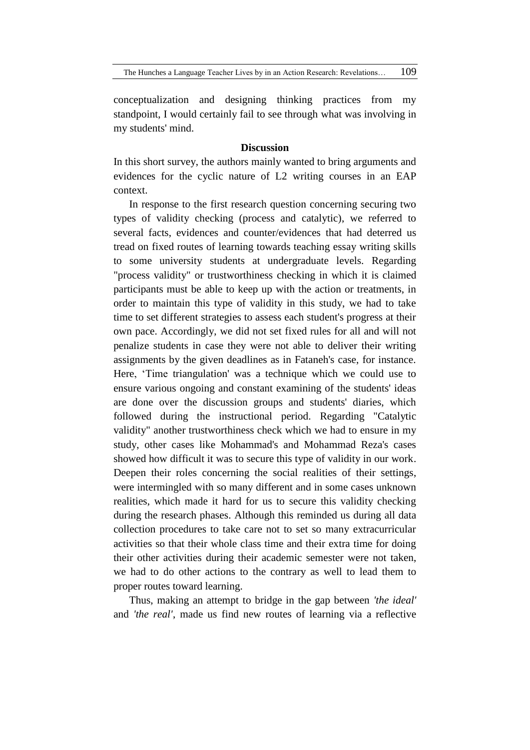conceptualization and designing thinking practices from my standpoint, I would certainly fail to see through what was involving in my students' mind.

## Discussion

In this short survey, the authors mainly wanted to bring arguments and evidences for the cyclic nature of L2 writing courses in an EAP context.

In response to the first research question concerning securing two types of validity checking (process and catalytic), we referred to several facts, evidences and counter/evidences that had deterred us tread on fixed routes of learning towards teaching essay writing skills to some university students at undergraduate levels. Regarding "process validity" or trustworthiness checking in which it is claimed participants must be able to keep up with the action or treatments, in order to maintain this type of validity in this study, we had to take time to set different strategies to assess each student's progress at their own pace. Accordingly, we did not set fixed rules for all and will not penalize students in case they were not able to deliver their writing assignments by the given deadlines as in Fataneh's case, for instance. Here, 'Time triangulation' was a technique which we could use to ensure various ongoing and constant examining of the students' ideas are done over the discussion groups and students' diaries, which followed during the instructional period. Regarding "Catalytic validity" another trustworthiness check which we had to ensure in my study, other cases like Mohammad's and Mohammad Reza's cases showed how difficult it was to secure this type of validity in our work. Deepen their roles concerning the social realities of their settings, were intermingled with so many different and in some cases unknown realities, which made it hard for us to secure this validity checking during the research phases. Although this reminded us during all data collection procedures to take care not to set so many extracurricular activities so that their whole class time and their extra time for doing their other activities during their academic semester were not taken, we had to do other actions to the contrary as well to lead them to proper routes toward learning.

Thus, making an attempt to bridge in the gap between *'the ideal'* and *'the real'*, made us find new routes of learning via a reflective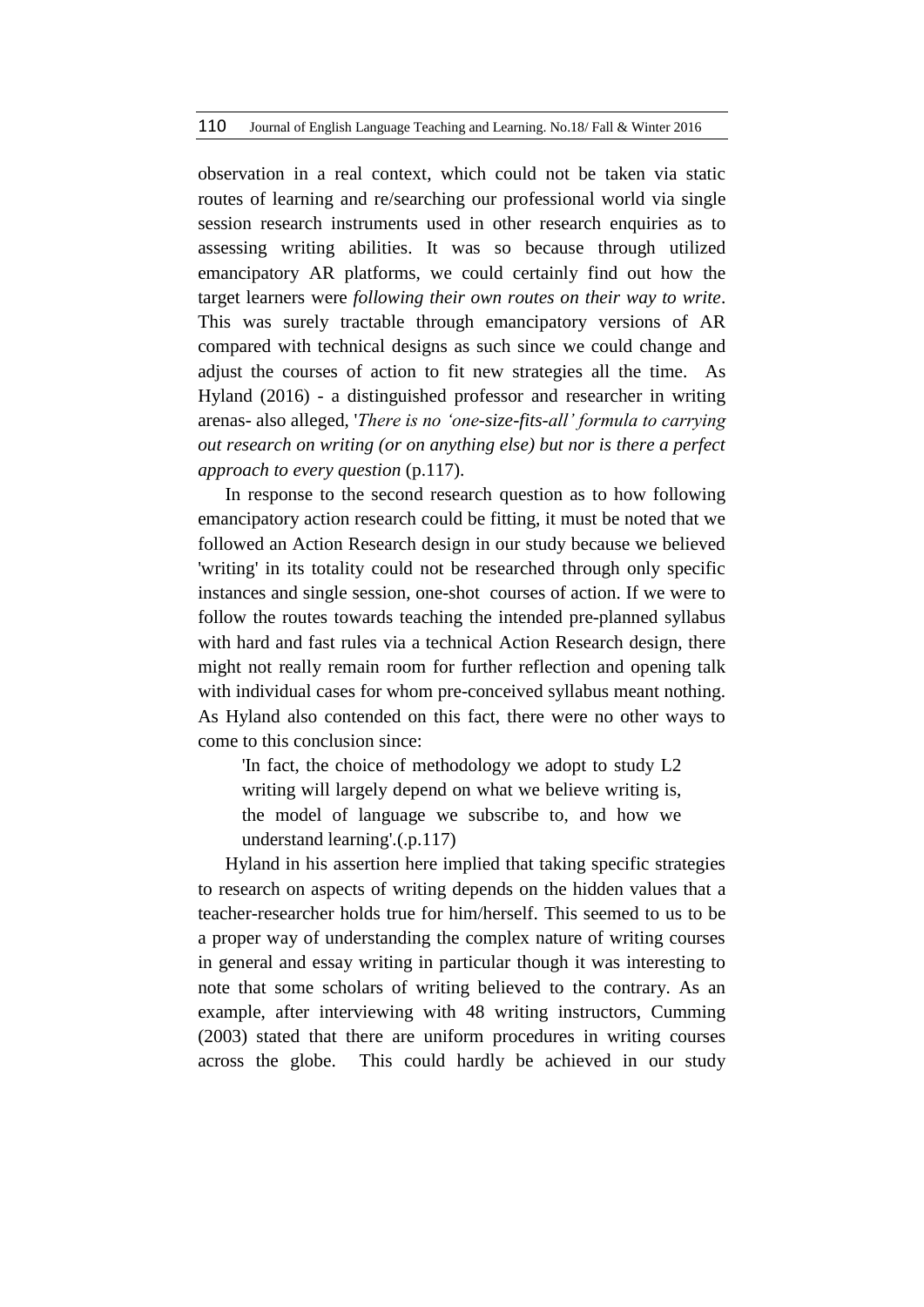observation in a real context, which could not be taken via static routes of learning and re/searching our professional world via single session research instruments used in other research enquiries as to assessing writing abilities. It was so because through utilized emancipatory AR platforms, we could certainly find out how the target learners were *following their own routes on their way to write*. This was surely tractable through emancipatory versions of AR compared with technical designs as such since we could change and adjust the courses of action to fit new strategies all the time. As Hyland (2016) - a distinguished professor and researcher in writing arenas- also alleged, '*There is no 'one-size-fits-all' formula to carrying out research on writing (or on anything else) but nor is there a perfect approach to every question* (p.117).

In response to the second research question as to how following emancipatory action research could be fitting, it must be noted that we followed an Action Research design in our study because we believed 'writing' in its totality could not be researched through only specific instances and single session, one-shot courses of action. If we were to follow the routes towards teaching the intended pre-planned syllabus with hard and fast rules via a technical Action Research design, there might not really remain room for further reflection and opening talk with individual cases for whom pre-conceived syllabus meant nothing. As Hyland also contended on this fact, there were no other ways to come to this conclusion since:

> 'In fact, the choice of methodology we adopt to study L2 writing will largely depend on what we believe writing is, the model of language we subscribe to, and how we understand learning'.(.p.117)

Hyland in his assertion here implied that taking specific strategies to research on aspects of writing depends on the hidden values that a teacher-researcher holds true for him/herself. This seemed to us to be a proper way of understanding the complex nature of writing courses in general and essay writing in particular though it was interesting to note that some scholars of writing believed to the contrary. As an example, after interviewing with 48 writing instructors, Cumming (2003) stated that there are uniform procedures in writing courses across the globe. This could hardly be achieved in our study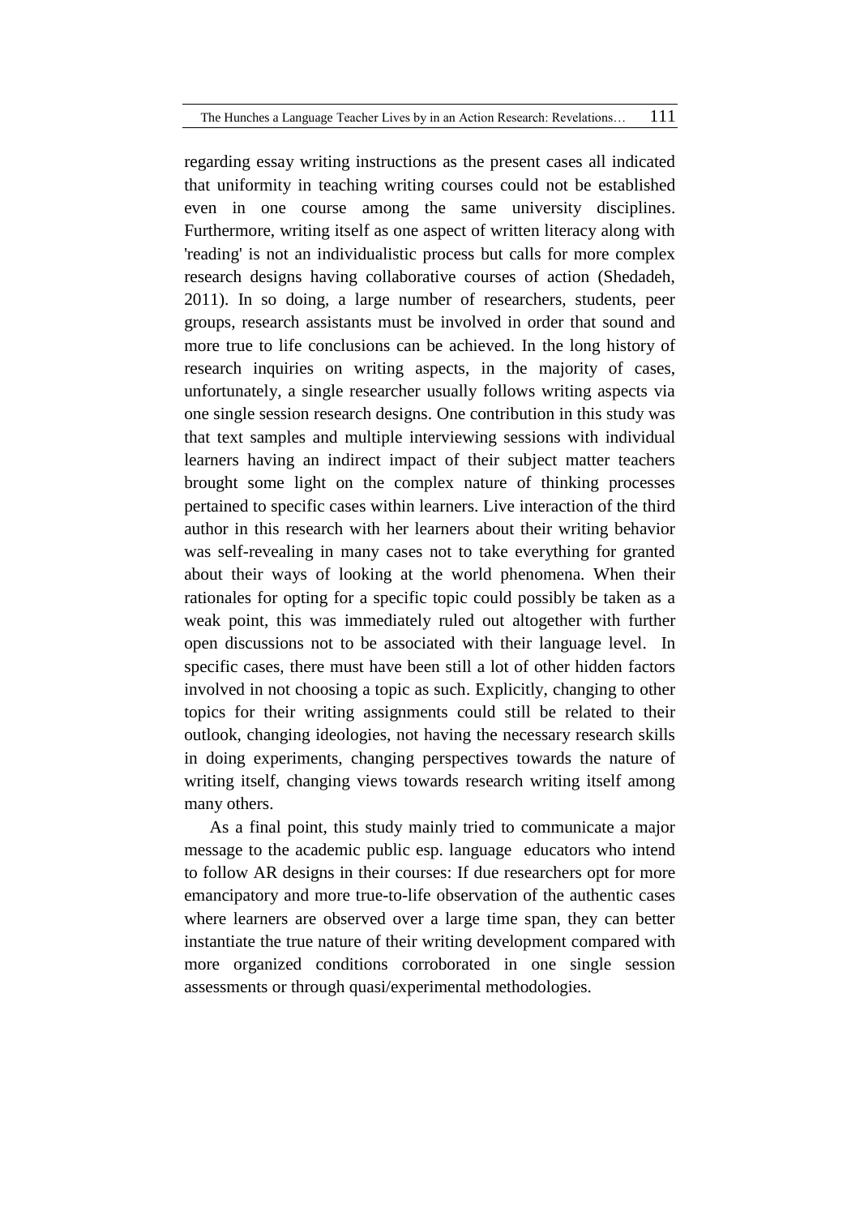regarding essay writing instructions as the present cases all indicated that uniformity in teaching writing courses could not be established even in one course among the same university disciplines. Furthermore, writing itself as one aspect of written literacy along with 'reading' is not an individualistic process but calls for more complex research designs having collaborative courses of action (Shedadeh, 2011). In so doing, a large number of researchers, students, peer groups, research assistants must be involved in order that sound and more true to life conclusions can be achieved. In the long history of research inquiries on writing aspects, in the majority of cases, unfortunately, a single researcher usually follows writing aspects via one single session research designs. One contribution in this study was that text samples and multiple interviewing sessions with individual learners having an indirect impact of their subject matter teachers brought some light on the complex nature of thinking processes pertained to specific cases within learners. Live interaction of the third author in this research with her learners about their writing behavior was self-revealing in many cases not to take everything for granted about their ways of looking at the world phenomena. When their rationales for opting for a specific topic could possibly be taken as a weak point, this was immediately ruled out altogether with further open discussions not to be associated with their language level. In specific cases, there must have been still a lot of other hidden factors involved in not choosing a topic as such. Explicitly, changing to other topics for their writing assignments could still be related to their outlook, changing ideologies, not having the necessary research skills in doing experiments, changing perspectives towards the nature of writing itself, changing views towards research writing itself among many others.

As a final point, this study mainly tried to communicate a major message to the academic public esp. language educators who intend to follow AR designs in their courses: If due researchers opt for more emancipatory and more true-to-life observation of the authentic cases where learners are observed over a large time span, they can better instantiate the true nature of their writing development compared with more organized conditions corroborated in one single session assessments or through quasi/experimental methodologies.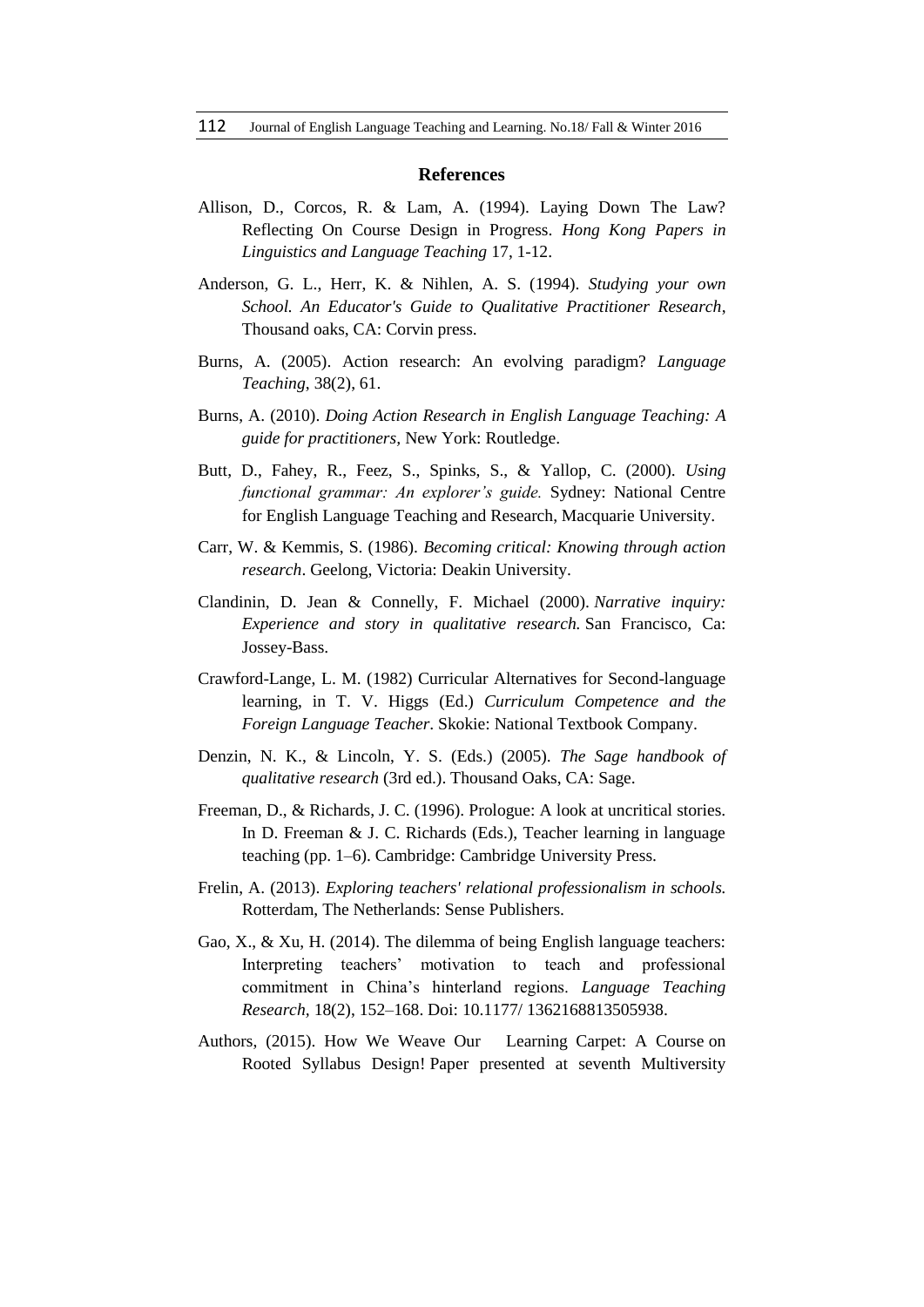## References

Allison, D., Corcos, R. & Lam, A. (1994). Laying Down The Law? Reflecting On Course Design in Progress. *Hong Kong Papers in Linguistics and Language Teaching* 17, 1-12.

Anderson, G. L., Herr, K. & Nihlen, A. S. (1994). *Studying your own School. An Educator's Guide to Qualitative Practitioner Research*, Thousand oaks, CA: Corvin press.

Burns, A. (2005). Action research: An evolving paradigm? *Language Teaching*, 38(2), 61.

Burns, A. (2010). *Doing Action Research in English Language Teaching: A guide for practitioners,* New York: Routledge.

Butt, D., Fahey, R., Feez, S., Spinks, S., & Yallop, C. (2000). *Using functional grammar: An explorer's guide.* Sydney: National Centre for English Language Teaching and Research, Macquarie University.

Carr, W. & Kemmis, S. (1986). *Becoming critical: Knowing through action research*. Geelong, Victoria: Deakin University.

Clandinin, D. Jean & Connelly, F. Michael (2000). *Narrative inquiry: Experience and story in qualitative research.* San Francisco, Ca: Jossey-Bass.

Crawford-Lange, L. M. (1982) Curricular Alternatives for Second-language learning, in T. V. Higgs (Ed.) *Curriculum Competence and the Foreign Language Teacher*. Skokie: National Textbook Company.

Denzin, N. K., & Lincoln, Y. S. (Eds.) (2005). *The Sage handbook of qualitative research* (3rd ed.). Thousand Oaks, CA: Sage.

Freeman, D., & Richards, J. C. (1996). Prologue: A look at uncritical stories. In D. Freeman & J. C. Richards (Eds.), Teacher learning in language teaching (pp. 1–6). Cambridge: Cambridge University Press.

Frelin, A. (2013). *Exploring teachers' relational professionalism in schools.* Rotterdam, The Netherlands: Sense Publishers.

Gao, X., & Xu, H. (2014). The dilemma of being English language teachers: Interpreting teachers' motivation to teach and professional commitment in China's hinterland regions. *Language Teaching Research*, 18(2), 152–168. Doi: 10.1177/ 1362168813505938.

Authors, (2015). How We Weave Our Learning Carpet: A Course on Rooted Syllabus Design! Paper presented at seventh Multiversity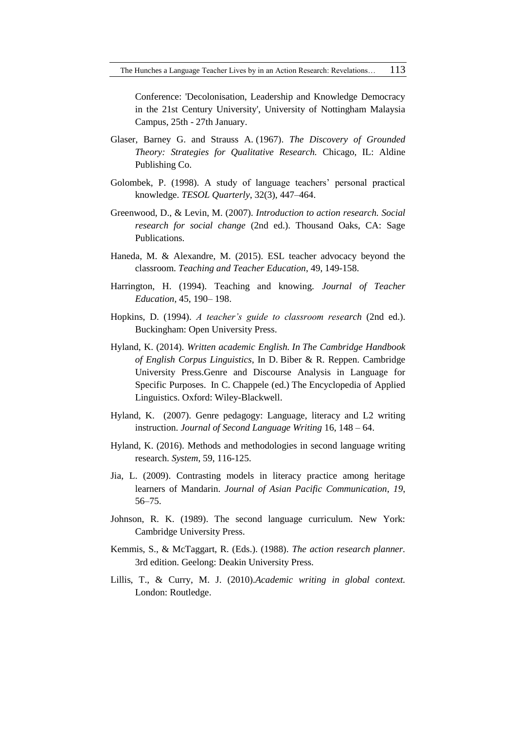Conference: 'Decolonisation, Leadership and Knowledge Democracy in the 21st Century University', University of Nottingham Malaysia Campus, 25th - 27th January.

Glaser, Barney G. and Strauss A. (1967). *The Discovery of Grounded Theory: Strategies for Qualitative Research.* Chicago, IL: Aldine Publishing Co.

Golombek, P. (1998). A study of language teachers' personal practical knowledge. *TESOL Quarterly*, 32(3), 447–464.

Greenwood, D., & Levin, M. (2007). *Introduction to action research. Social research for social change* (2nd ed.). Thousand Oaks, CA: Sage Publications.

Haneda, M. & Alexandre, M. (2015). ESL teacher advocacy beyond the classroom. *Teaching and Teacher Education*, 49, 149-158.

Harrington, H. (1994). Teaching and knowing. *Journal of Teacher Education,* 45, 190– 198.

Hopkins, D. (1994). *A teacher's guide to classroom research* (2nd ed.). Buckingham: Open University Press.

Hyland, K. (2014). *Written academic English. In The Cambridge Handbook of English Corpus Linguistics*, In D. Biber & R. Reppen. Cambridge University Press.Genre and Discourse Analysis in Language for Specific Purposes. In C. Chappele (ed.) The Encyclopedia of Applied Linguistics. Oxford: Wiley-Blackwell.

Hyland, K. (2007). Genre pedagogy: Language, literacy and L2 writing instruction. *Journal of Second Language Writing* 16, 148 – 64.

Hyland, K. (2016). Methods and methodologies in second language writing research. *System*, 59, 116-125.

Jia, L. (2009). Contrasting models in literacy practice among heritage learners of Mandarin. *Journal of Asian Pacific Communication*, *19*, 56–75.

Johnson, R. K. (1989). The second language curriculum. New York: Cambridge University Press.

Kemmis, S., & McTaggart, R. (Eds.). (1988). *The action research planner.* 3rd edition. Geelong: Deakin University Press.

Lillis, T., & Curry, M. J. (2010).*Academic writing in global context.* London: Routledge.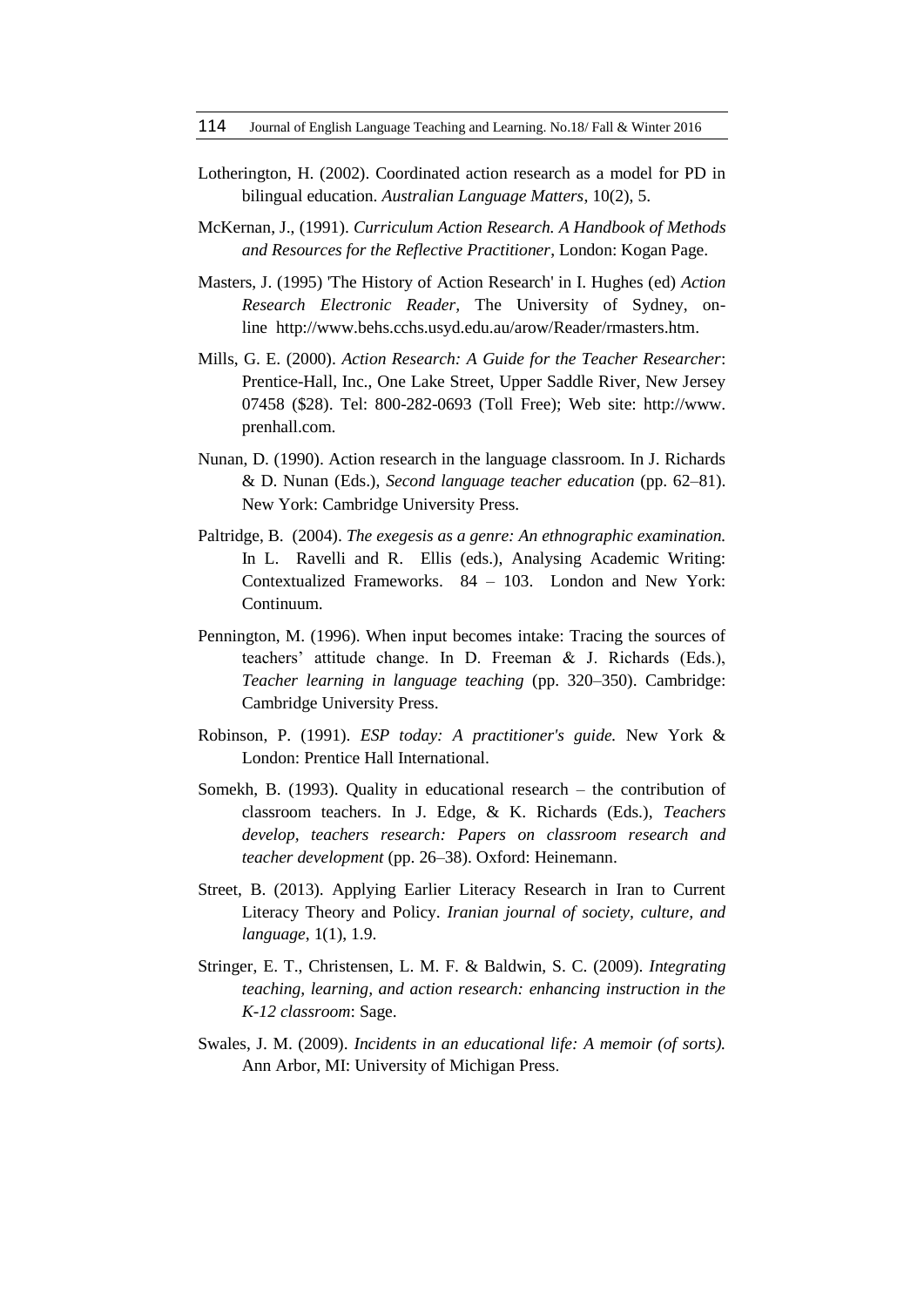Lotherington, H. (2002). Coordinated action research as a model for PD in bilingual education. *Australian Language Matters*, 10(2), 5.

McKernan, J., (1991). *Curriculum Action Research. A Handbook of Methods and Resources for the Reflective Practitioner*, London: Kogan Page.

Masters, J. (1995) 'The History of Action Research' in I. Hughes (ed) *Action Research Electronic Reader*, The University of Sydney, on-line http://www.behs.cchs.usyd.edu.au/arow/Reader/rmasters.htm.

Mills, G. E. (2000). *Action Research: A Guide for the Teacher Researcher*: Prentice-Hall, Inc., One Lake Street, Upper Saddle River, New Jersey 07458 ($28). Tel: 800-282-0693 (Toll Free); Web site: http://www.prenhall.com.

Nunan, D. (1990). Action research in the language classroom. In J. Richards & D. Nunan (Eds.), *Second language teacher education* (pp. 62–81). New York: Cambridge University Press.

Paltridge, B. (2004). *The exegesis as a genre: An ethnographic examination.* In L. Ravelli and R. Ellis (eds.), Analysing Academic Writing: Contextualized Frameworks. 84 – 103. London and New York: Continuum.

Pennington, M. (1996). When input becomes intake: Tracing the sources of teachers' attitude change. In D. Freeman & J. Richards (Eds.), *Teacher learning in language teaching* (pp. 320–350). Cambridge: Cambridge University Press.

Robinson, P. (1991). *ESP today: A practitioner's guide.* New York & London: Prentice Hall International.

Somekh, B. (1993). Quality in educational research – the contribution of classroom teachers. In J. Edge, & K. Richards (Eds.), *Teachers develop, teachers research: Papers on classroom research and teacher development* (pp. 26–38). Oxford: Heinemann.

Street, B. (2013). Applying Earlier Literacy Research in Iran to Current Literacy Theory and Policy. *Iranian journal of society, culture, and language*, 1(1), 1.9.

Stringer, E. T., Christensen, L. M. F. & Baldwin, S. C. (2009). *Integrating teaching, learning, and action research: enhancing instruction in the K-12 classroom*: Sage.

Swales, J. M. (2009). *Incidents in an educational life: A memoir (of sorts).* Ann Arbor, MI: University of Michigan Press.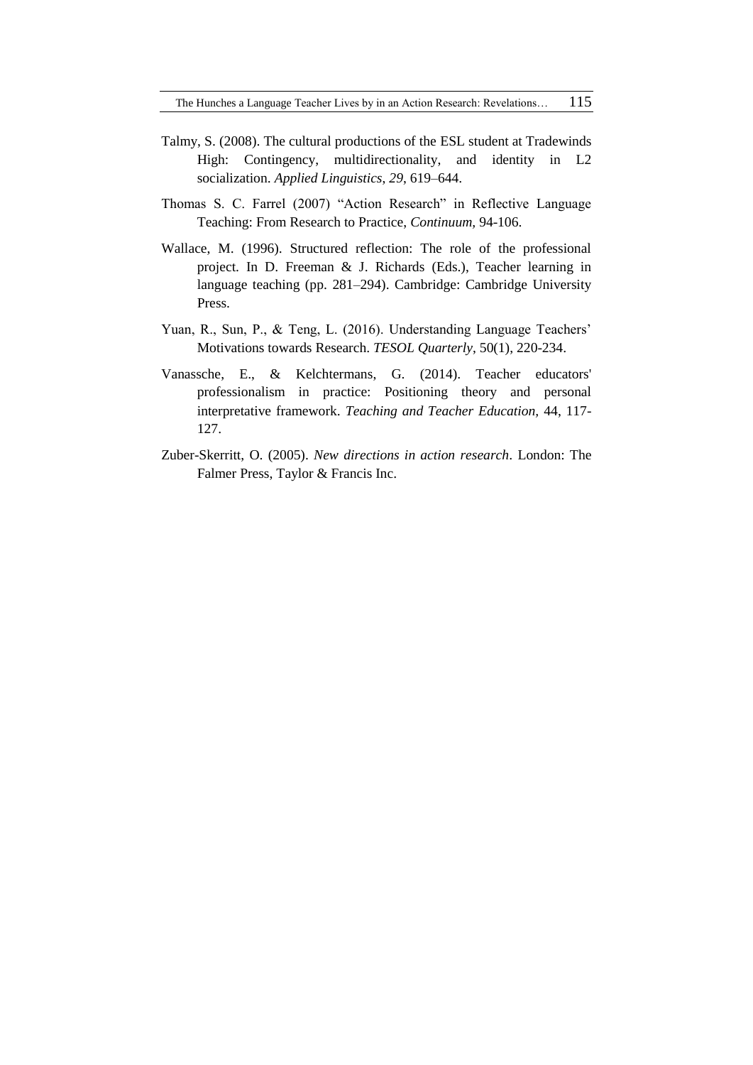Talmy, S. (2008). The cultural productions of the ESL student at Tradewinds High: Contingency, multidirectionality, and identity in L2 socialization. *Applied Linguistics*, *29*, 619–644.

Thomas S. C. Farrel (2007) “Action Research” in Reflective Language Teaching: From Research to Practice, *Continuum,* 94-106.

Wallace, M. (1996). Structured reflection: The role of the professional project. In D. Freeman & J. Richards (Eds.), Teacher learning in language teaching (pp. 281–294). Cambridge: Cambridge University Press.

Yuan, R., Sun, P., & Teng, L. (2016). Understanding Language Teachers’ Motivations towards Research. *TESOL Quarterly*, 50(1), 220-234.

Vanassche, E., & Kelchtermans, G. (2014). Teacher educators' professionalism in practice: Positioning theory and personal interpretative framework. *Teaching and Teacher Education,* 44, 117-127.

Zuber-Skerritt, O. (2005). *New directions in action research*. London: The Falmer Press, Taylor & Francis Inc.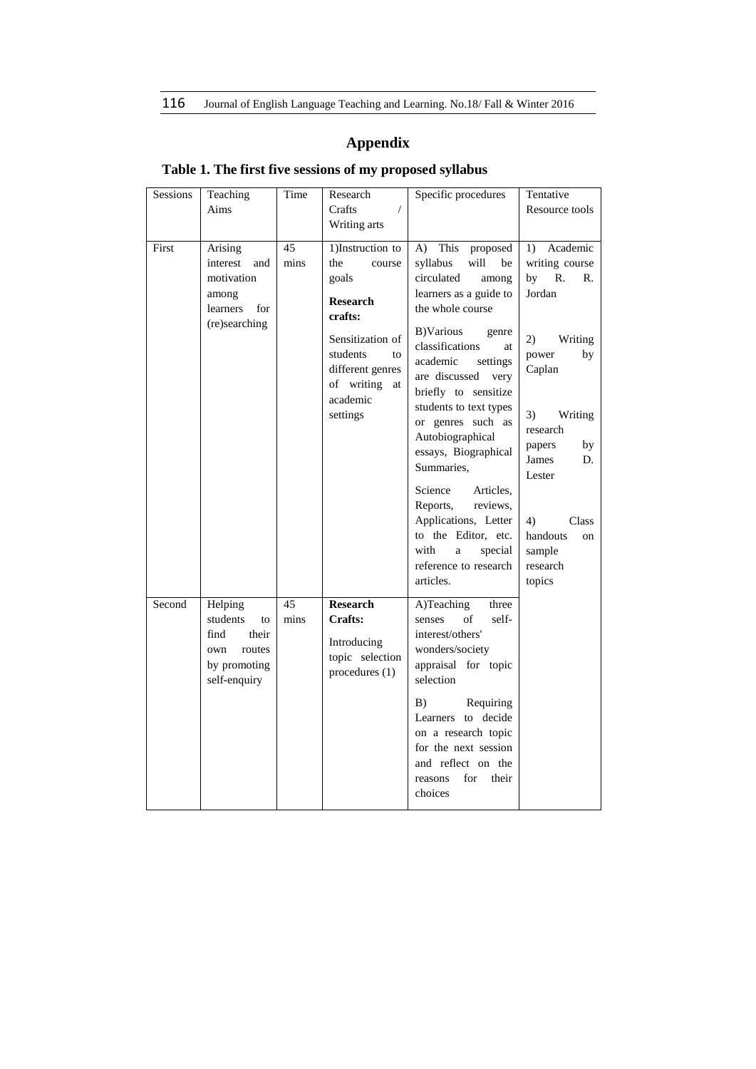# Appendix

**Table 1. The first five sessions of my proposed syllabus**

| Sessions | Teaching Aims | Time | Research Crafts / Writing arts | Specific procedures | Tentative Resource tools |
|---|---|---|---|---|---|
| First | Arising interest and motivation among learners for (re)searching | 45 mins | 1)Instruction to the course goals<br><br>**Research crafts:**<br><br>Sensitization of students to different genres of writing at academic settings | A) This proposed syllabus will be circulated among learners as a guide to the whole course<br><br>B)Various genre classifications at academic settings are discussed very briefly to sensitize students to text types or genres such as Autobiographical essays, Biographical Summaries,<br><br>Science Articles, Reports, reviews, Applications, Letter to the Editor, etc. with a special reference to research articles. | 1) Academic writing course by R. R. Jordan<br><br>2) Writing power by Caplan<br><br>3) Writing research papers by James D. Lester<br><br>4) Class handouts on sample research topics |
| Second | Helping students to find their own routes by promoting self-enquiry | 45 mins | **Research Crafts:**<br><br>Introducing topic selection procedures (1) | A)Teaching three senses of self-interest/others' wonders/society appraisal for topic selection<br><br>B) Requiring Learners to decide on a research topic for the next session and reflect on the reasons for their choices | |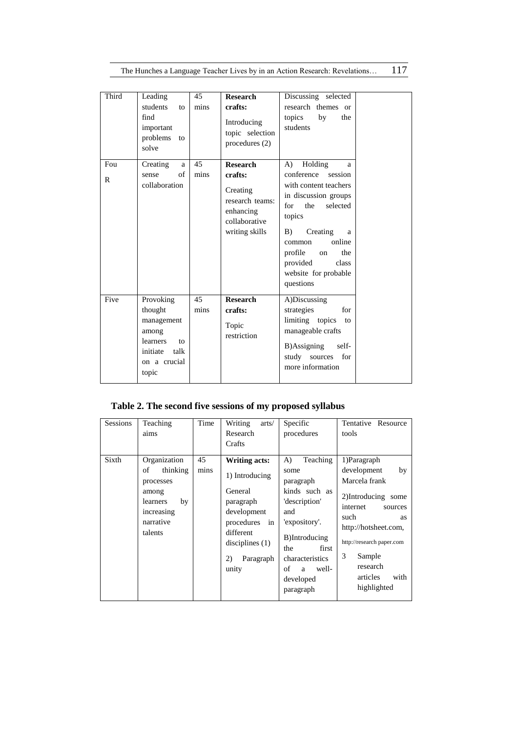| | | | | | |
|---|---|---|---|---|---|
| Third | Leading students to find important problems to solve | 45 mins | **Research crafts:** Introducing topic selection procedures (2) | Discussing selected research themes or topics by the students | |
| Fou R | Creating a sense of collaboration | 45 mins | **Research crafts:** Creating research teams: enhancing collaborative writing skills | A) Holding a conference session with content teachers in discussion groups for the selected topics B) Creating a common online profile on the provided class website for probable questions | |
| Five | Provoking thought management among learners to initiate talk on a crucial topic | 45 mins | **Research crafts:** Topic restriction | A)Discussing strategies for limiting topics to manageable crafts B)Assigning self-study sources for more information | |

**Table 2. The second five sessions of my proposed syllabus**

| Sessions | Teaching aims | Time | Writing arts/ Research Crafts | Specific procedures | Tentative Resource tools |
|---|---|---|---|---|---|
| Sixth | Organization of thinking processes among learners by increasing narrative talents | 45 mins | **Writing acts:** 1) Introducing General paragraph development procedures in different disciplines (1) 2) Paragraph unity | A) Teaching some paragraph kinds such as 'description' and 'expository'. B)Introducing the first characteristics of a well-developed paragraph | 1)Paragraph development by Marcela frank 2)Introducing some internet sources such as http://hotsheet.com, http://research paper.com 3 Sample research articles with highlighted |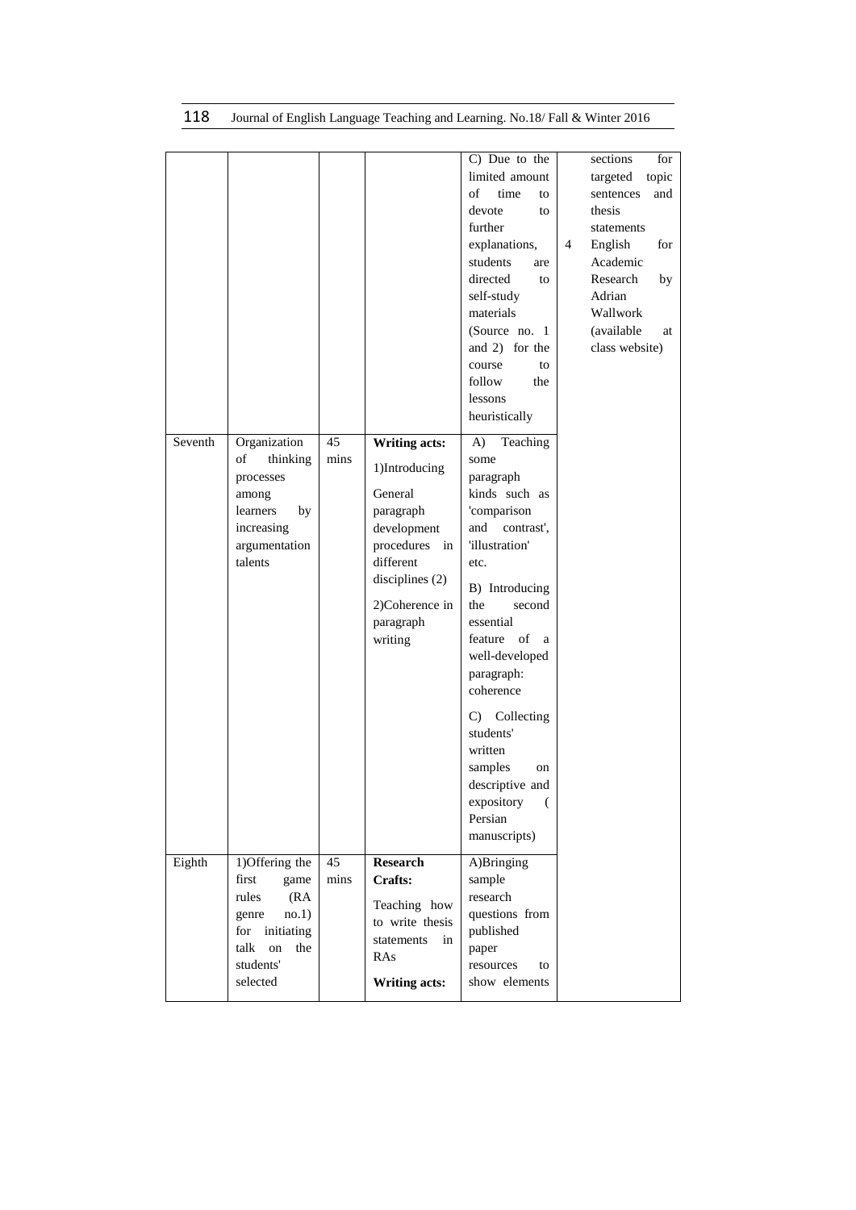| | | | | C) Due to the limited amount of time to devote to further explanations, students are directed to self-study materials (Source no. 1 and 2) for the course to follow the lessons heuristically | 4 | sections for targeted topic sentences and thesis statements English for Academic Research by Adrian Wallwork (available at class website) |
|---|---|---|---|---|---|---|
| Seventh | Organization of thinking processes among learners by increasing argumentation talents | 45 mins | **Writing acts:** 1)Introducing General paragraph development procedures in different disciplines (2) 2)Coherence in paragraph writing | A) Teaching some paragraph kinds such as 'comparison and contrast', 'illustration' etc. B) Introducing the second essential feature of a well-developed paragraph: coherence C) Collecting students' written samples on descriptive and expository ( Persian manuscripts) | | |
| Eighth | 1)Offering the first game rules (RA genre no.1) for initiating talk on the students' selected | 45 mins | **Research Crafts:** Teaching how to write thesis statements in RAs **Writing acts:** | A)Bringing sample research questions from published paper resources to show elements | | |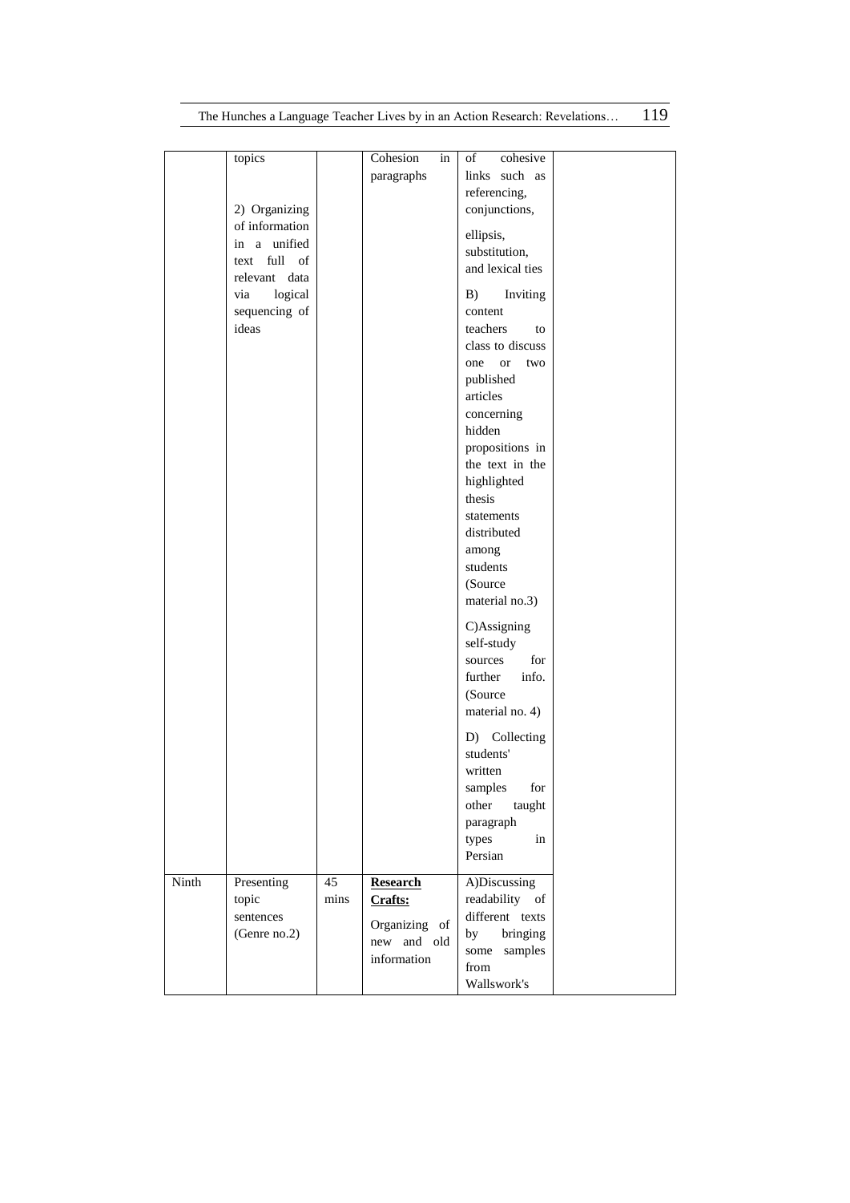| | | | | | |
|---|---|---|---|---|---|
| | topics<br><br>2) Organizing of information in a unified text full of relevant data via logical sequencing of ideas | | Cohesion in paragraphs | of cohesive links such as referencing, conjunctions, ellipsis, substitution, and lexical ties<br><br>B) Inviting content teachers to class to discuss one or two published articles concerning hidden propositions in the text in the highlighted thesis statements distributed among students (Source material no.3)<br><br>C)Assigning self-study sources for further info. (Source material no. 4)<br><br>D) Collecting students' written samples for other taught paragraph types in Persian | |
| Ninth | Presenting topic sentences (Genre no.2) | 45 mins | **<u>Research Crafts:</u>**<br><br>Organizing of new and old information | A)Discussing readability of different texts by bringing some samples from Wallswork's | |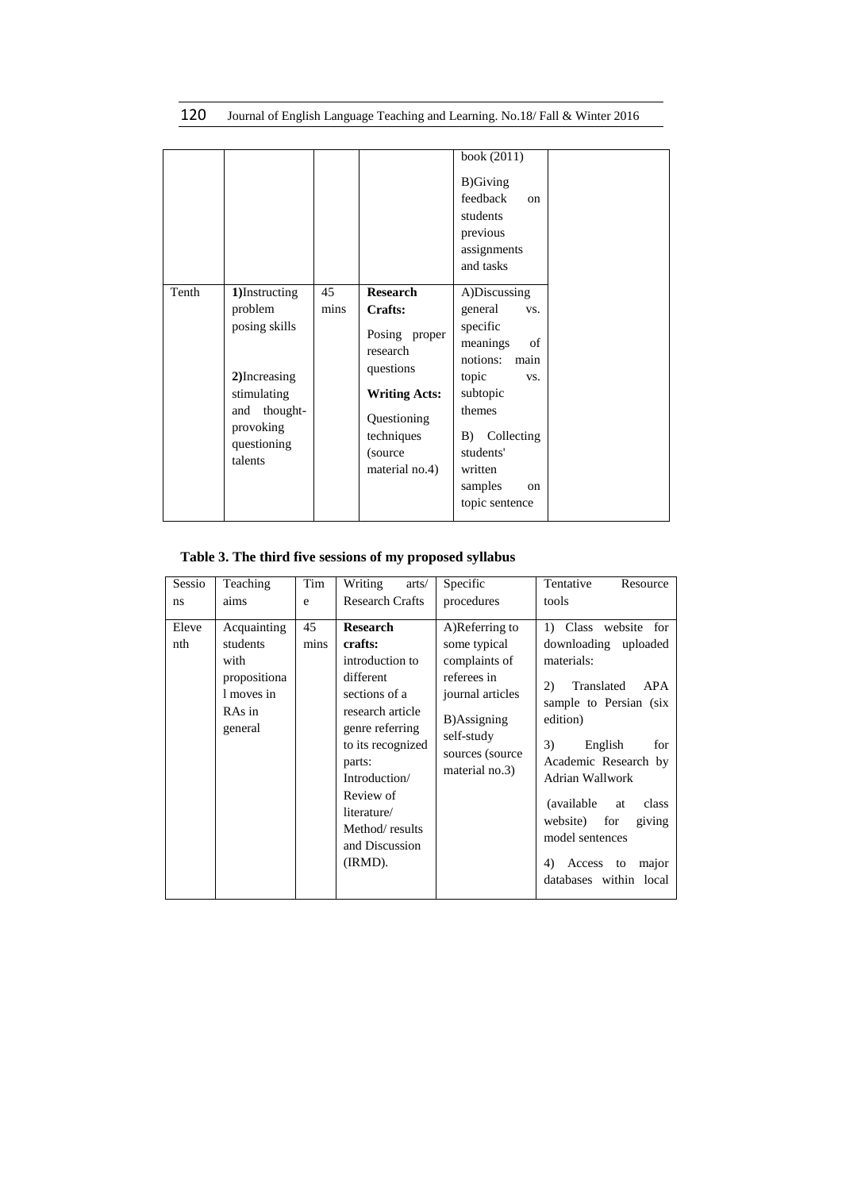| | | | | | |
|---|---|---|---|---|---|
| | | | | book (2011)<br><br>B)Giving feedback on students previous assignments and tasks | |
| Tenth | **1)**Instructing problem posing skills<br><br>**2)**Increasing stimulating and thought-provoking questioning talents | 45 mins | **Research Crafts:**<br><br>Posing proper research questions<br><br>**Writing Acts:**<br><br>Questioning techniques (source material no.4) | A)Discussing general vs. specific meanings of notions: main topic vs. subtopic themes<br><br>B) Collecting students' written samples on topic sentence | |

**Table 3. The third five sessions of my proposed syllabus**

| Sessions | Teaching aims | Time | Writing arts/ Research Crafts | Specific procedures | Tentative Resource tools |
|---|---|---|---|---|---|
| Eleventh | Acquainting students with propositional moves in RAs in general | 45 mins | **Research crafts:** introduction to different sections of a research article genre referring to its recognized parts: Introduction/ Review of literature/ Method/ results and Discussion (IRMD). | A)Referring to some typical complaints of referees in journal articles<br><br>B)Assigning self-study sources (source material no.3) | 1) Class website for downloading uploaded materials:<br><br>2) Translated APA sample to Persian (six edition)<br><br>3) English for Academic Research by Adrian Wallwork<br><br>(available at class website) for giving model sentences<br><br>4) Access to major databases within local |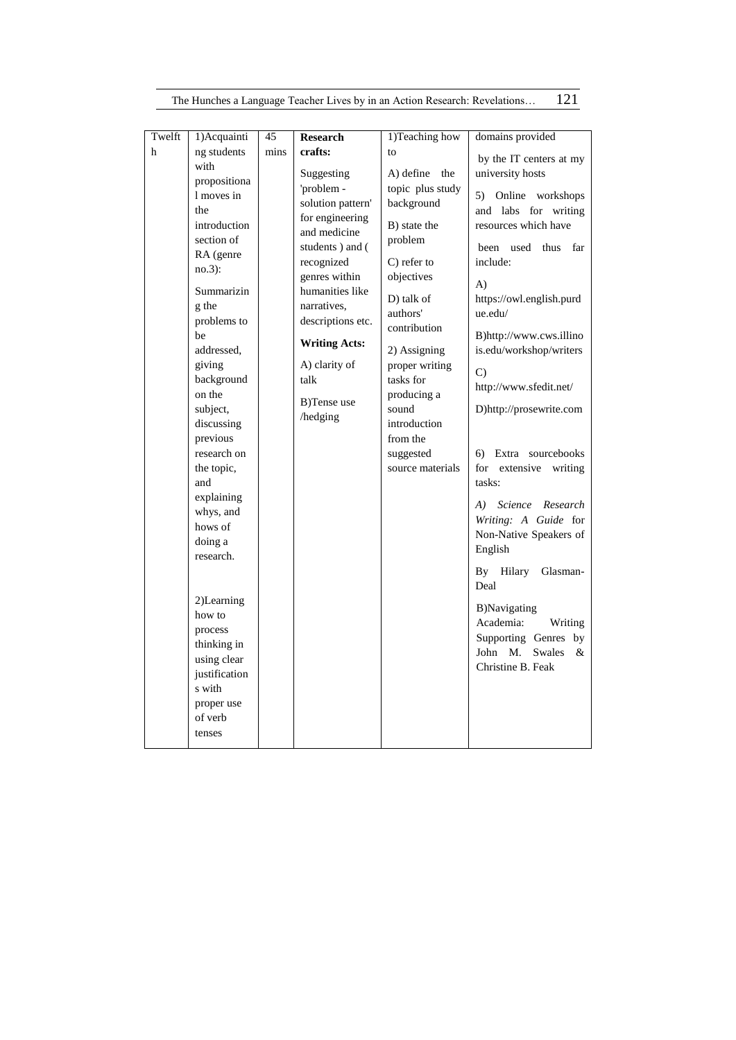| | | | | | |
|---|---|---|---|---|---|
| Twelfth | 1)Acquainting students with propositional moves in the introduction section of RA (genre no.3): Summarizing the problems to be addressed, giving background on the subject, discussing previous research on the topic, and explaining whys, and hows of doing a research. 2)Learning how to process thinking in using clear justifications with proper use of verb tenses | 45 mins | **Research crafts:** Suggesting 'problem - solution pattern' for engineering and medicine students ) and ( recognized genres within humanities like narratives, descriptions etc. **Writing Acts:** A) clarity of talk B)Tense use /hedging | 1)Teaching how to A) define the topic plus study background B) state the problem C) refer to objectives D) talk of authors' contribution 2) Assigning proper writing tasks for producing a sound introduction from the suggested source materials | domains provided by the IT centers at my university hosts 5) Online workshops and labs for writing resources which have been used thus far include: A) https://owl.english.purdue.edu/ B)http://www.cws.illinois.edu/workshop/writers C) http://www.sfedit.net/ D)http://prosewrite.com 6) Extra sourcebooks for extensive writing tasks: A) *Science Research Writing: A Guide* for Non-Native Speakers of English By Hilary Glasman-Deal B)Navigating Academia: Writing Supporting Genres by John M. Swales & Christine B. Feak |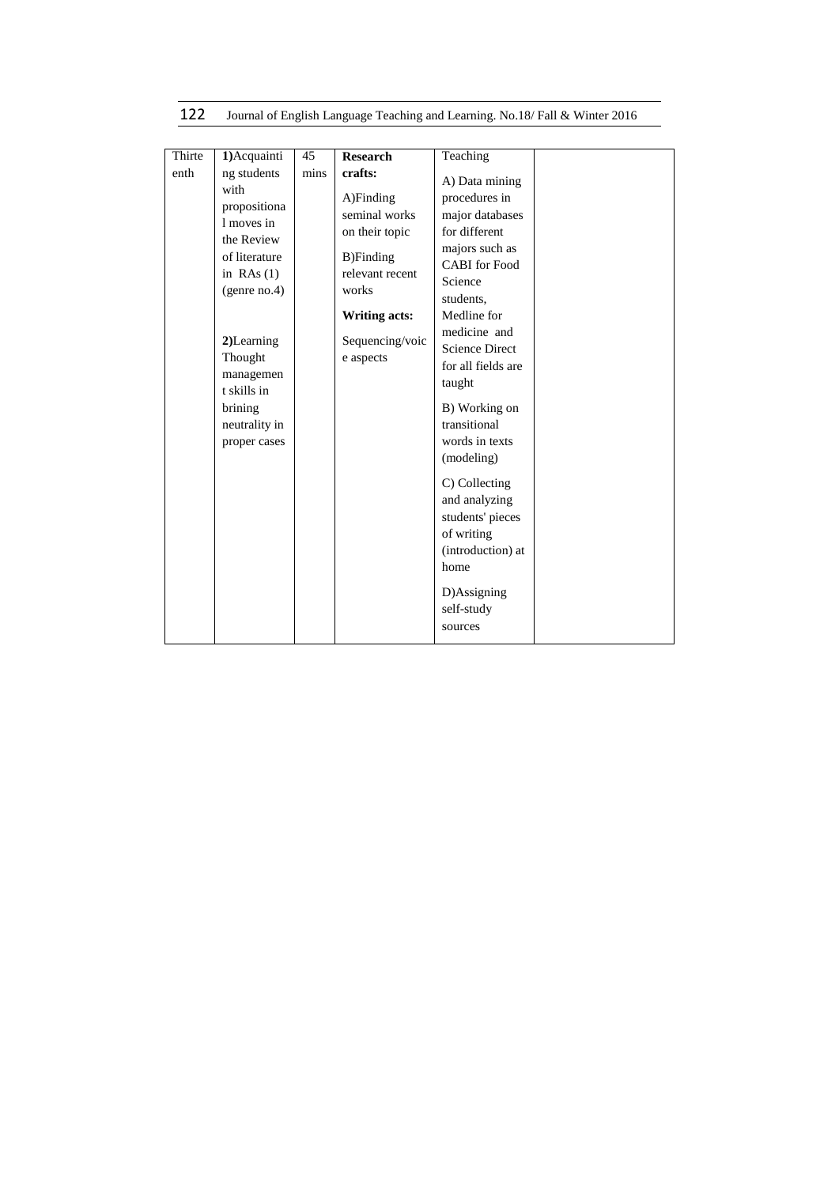| | | | | | |
|---|---|---|---|---|---|
| Thirteenth | **1)**Acquainting students with propositional moves in the Review of literature in RAs (1) (genre no.4)<br><br>**2)**Learning Thought management skills in brining neutrality in proper cases | 45 mins | **Research crafts:**<br>A)Finding seminal works on their topic<br>B)Finding relevant recent works<br>**Writing acts:**<br>Sequencing/voice aspects | Teaching<br>A) Data mining procedures in major databases for different majors such as CABI for Food Science students, Medline for medicine and Science Direct for all fields are taught<br>B) Working on transitional words in texts (modeling)<br>C) Collecting and analyzing students' pieces of writing (introduction) at home<br>D)Assigning self-study sources | |